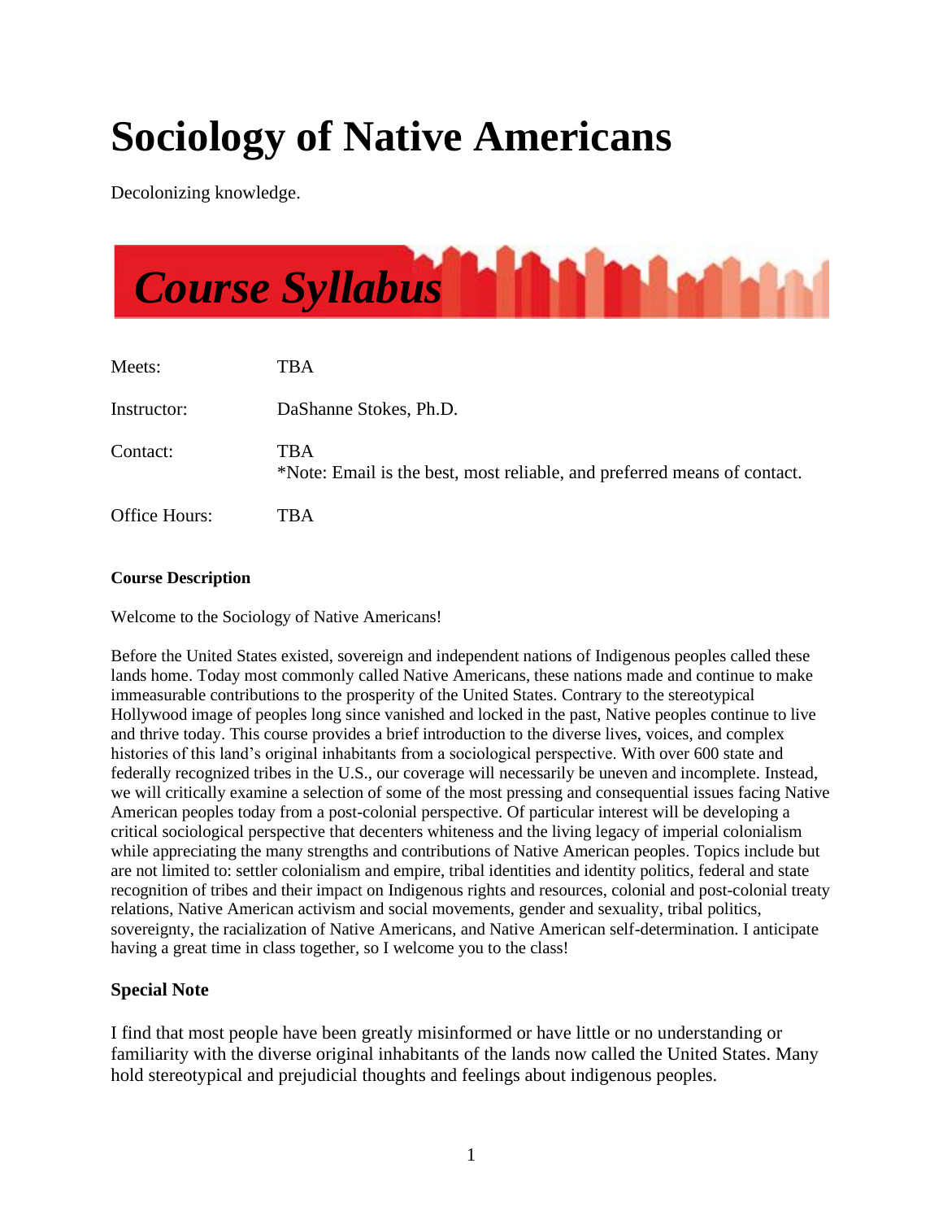# Sociology of Native Americans

Decolonizing knowledge.

## *Course Syllabus*

| | |
|---|---|
| Meets: | TBA |
| Instructor: | DaShanne Stokes, Ph.D. |
| Contact: | TBA<br>*Note: Email is the best, most reliable, and preferred means of contact. |
| Office Hours: | TBA |

**Course Description**

Welcome to the Sociology of Native Americans!

Before the United States existed, sovereign and independent nations of Indigenous peoples called these lands home. Today most commonly called Native Americans, these nations made and continue to make immeasurable contributions to the prosperity of the United States. Contrary to the stereotypical Hollywood image of peoples long since vanished and locked in the past, Native peoples continue to live and thrive today. This course provides a brief introduction to the diverse lives, voices, and complex histories of this land's original inhabitants from a sociological perspective. With over 600 state and federally recognized tribes in the U.S., our coverage will necessarily be uneven and incomplete. Instead, we will critically examine a selection of some of the most pressing and consequential issues facing Native American peoples today from a post-colonial perspective. Of particular interest will be developing a critical sociological perspective that decenters whiteness and the living legacy of imperial colonialism while appreciating the many strengths and contributions of Native American peoples. Topics include but are not limited to: settler colonialism and empire, tribal identities and identity politics, federal and state recognition of tribes and their impact on Indigenous rights and resources, colonial and post-colonial treaty relations, Native American activism and social movements, gender and sexuality, tribal politics, sovereignty, the racialization of Native Americans, and Native American self-determination. I anticipate having a great time in class together, so I welcome you to the class!

**Special Note**

I find that most people have been greatly misinformed or have little or no understanding or familiarity with the diverse original inhabitants of the lands now called the United States. Many hold stereotypical and prejudicial thoughts and feelings about indigenous peoples.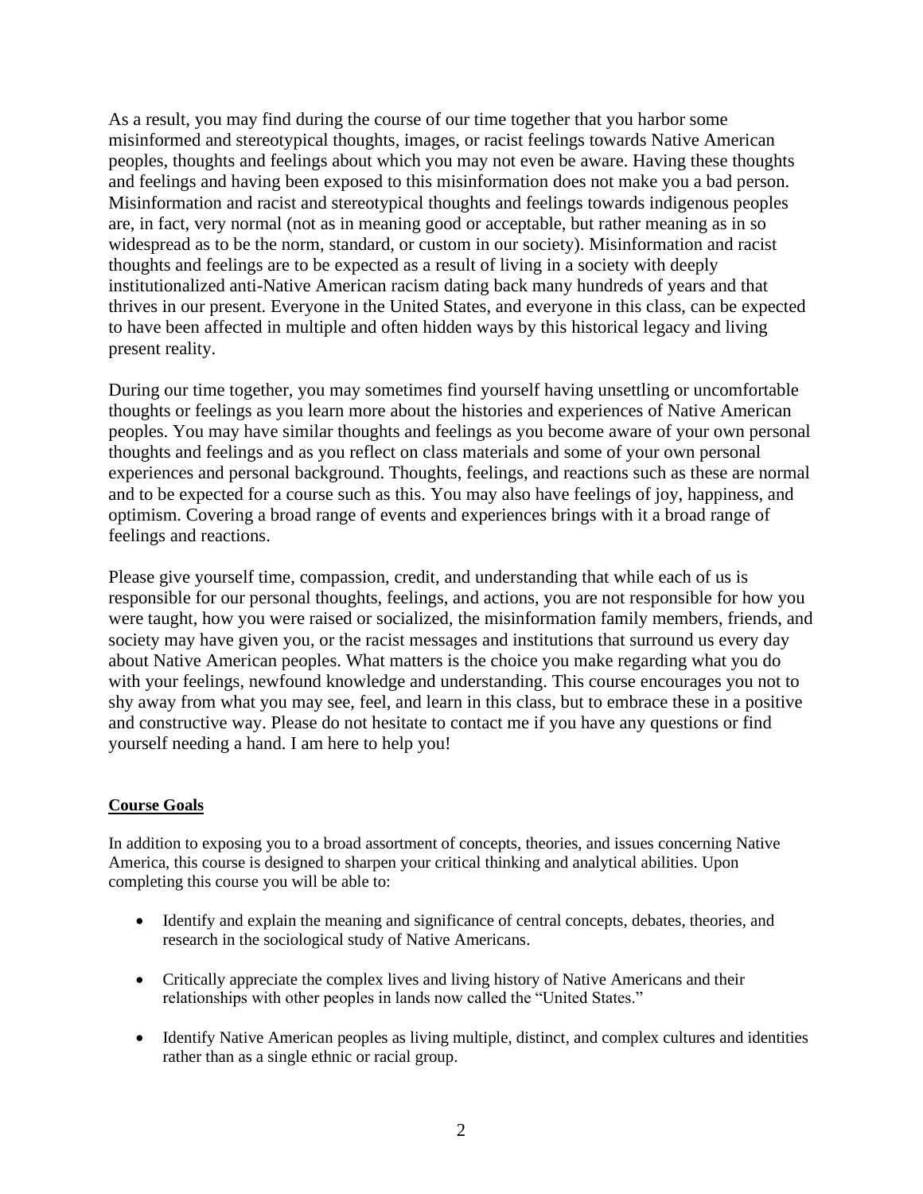As a result, you may find during the course of our time together that you harbor some misinformed and stereotypical thoughts, images, or racist feelings towards Native American peoples, thoughts and feelings about which you may not even be aware. Having these thoughts and feelings and having been exposed to this misinformation does not make you a bad person. Misinformation and racist and stereotypical thoughts and feelings towards indigenous peoples are, in fact, very normal (not as in meaning good or acceptable, but rather meaning as in so widespread as to be the norm, standard, or custom in our society). Misinformation and racist thoughts and feelings are to be expected as a result of living in a society with deeply institutionalized anti-Native American racism dating back many hundreds of years and that thrives in our present. Everyone in the United States, and everyone in this class, can be expected to have been affected in multiple and often hidden ways by this historical legacy and living present reality.

During our time together, you may sometimes find yourself having unsettling or uncomfortable thoughts or feelings as you learn more about the histories and experiences of Native American peoples. You may have similar thoughts and feelings as you become aware of your own personal thoughts and feelings and as you reflect on class materials and some of your own personal experiences and personal background. Thoughts, feelings, and reactions such as these are normal and to be expected for a course such as this. You may also have feelings of joy, happiness, and optimism. Covering a broad range of events and experiences brings with it a broad range of feelings and reactions.

Please give yourself time, compassion, credit, and understanding that while each of us is responsible for our personal thoughts, feelings, and actions, you are not responsible for how you were taught, how you were raised or socialized, the misinformation family members, friends, and society may have given you, or the racist messages and institutions that surround us every day about Native American peoples. What matters is the choice you make regarding what you do with your feelings, newfound knowledge and understanding. This course encourages you not to shy away from what you may see, feel, and learn in this class, but to embrace these in a positive and constructive way. Please do not hesitate to contact me if you have any questions or find yourself needing a hand. I am here to help you!

## Course Goals

In addition to exposing you to a broad assortment of concepts, theories, and issues concerning Native America, this course is designed to sharpen your critical thinking and analytical abilities. Upon completing this course you will be able to:

- Identify and explain the meaning and significance of central concepts, debates, theories, and research in the sociological study of Native Americans.
- Critically appreciate the complex lives and living history of Native Americans and their relationships with other peoples in lands now called the "United States."
- Identify Native American peoples as living multiple, distinct, and complex cultures and identities rather than as a single ethnic or racial group.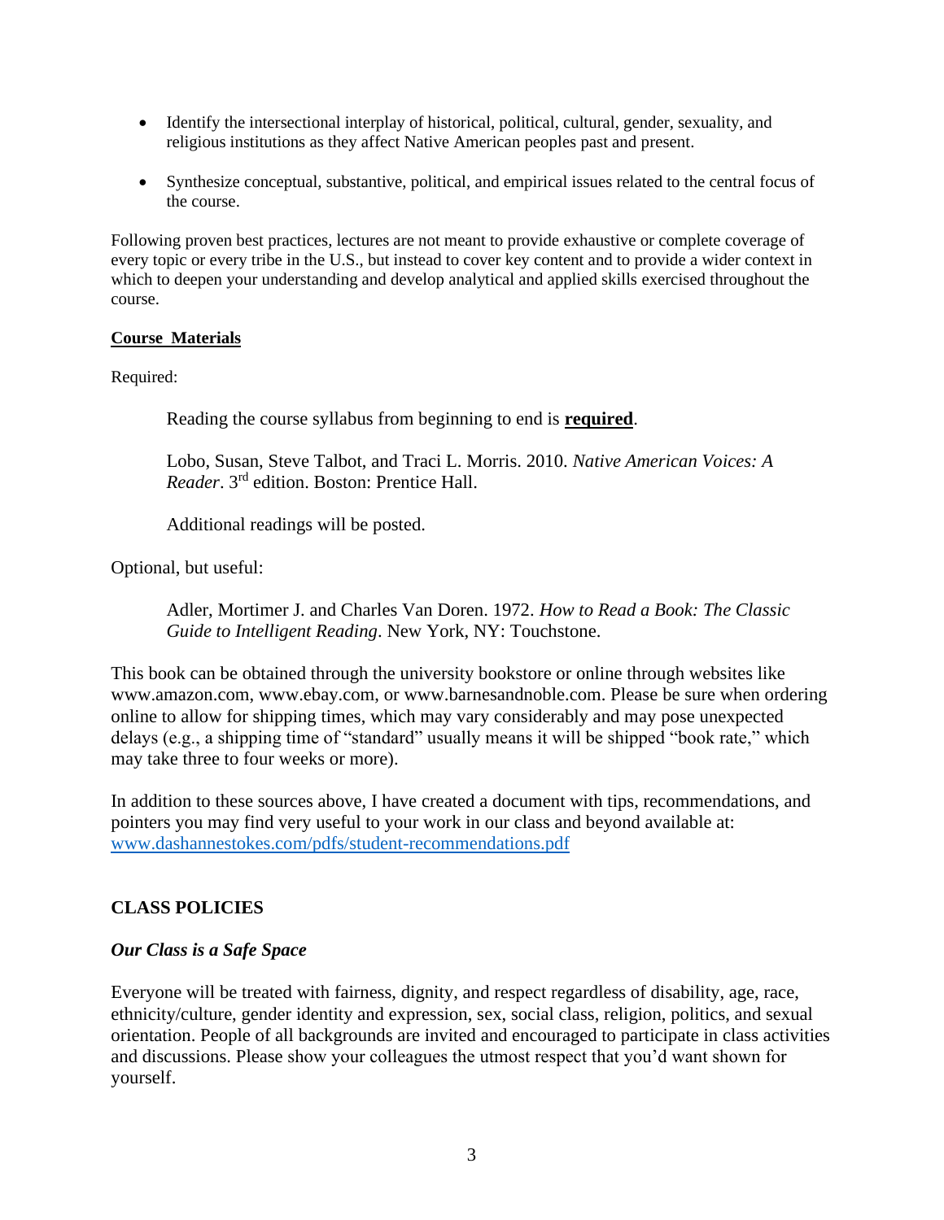- Identify the intersectional interplay of historical, political, cultural, gender, sexuality, and religious institutions as they affect Native American peoples past and present.

- Synthesize conceptual, substantive, political, and empirical issues related to the central focus of the course.

Following proven best practices, lectures are not meant to provide exhaustive or complete coverage of every topic or every tribe in the U.S., but instead to cover key content and to provide a wider context in which to deepen your understanding and develop analytical and applied skills exercised throughout the course.

**Course Materials**

Required:

> Reading the course syllabus from beginning to end is **required**.
>
> Lobo, Susan, Steve Talbot, and Traci L. Morris. 2010. *Native American Voices: A Reader*. 3rd edition. Boston: Prentice Hall.
>
> Additional readings will be posted.

Optional, but useful:

> Adler, Mortimer J. and Charles Van Doren. 1972. *How to Read a Book: The Classic Guide to Intelligent Reading*. New York, NY: Touchstone.

This book can be obtained through the university bookstore or online through websites like www.amazon.com, www.ebay.com, or www.barnesandnoble.com. Please be sure when ordering online to allow for shipping times, which may vary considerably and may pose unexpected delays (e.g., a shipping time of "standard" usually means it will be shipped "book rate," which may take three to four weeks or more).

In addition to these sources above, I have created a document with tips, recommendations, and pointers you may find very useful to your work in our class and beyond available at: www.dashannestokes.com/pdfs/student-recommendations.pdf

## CLASS POLICIES

### *Our Class is a Safe Space*

Everyone will be treated with fairness, dignity, and respect regardless of disability, age, race, ethnicity/culture, gender identity and expression, sex, social class, religion, politics, and sexual orientation. People of all backgrounds are invited and encouraged to participate in class activities and discussions. Please show your colleagues the utmost respect that you'd want shown for yourself.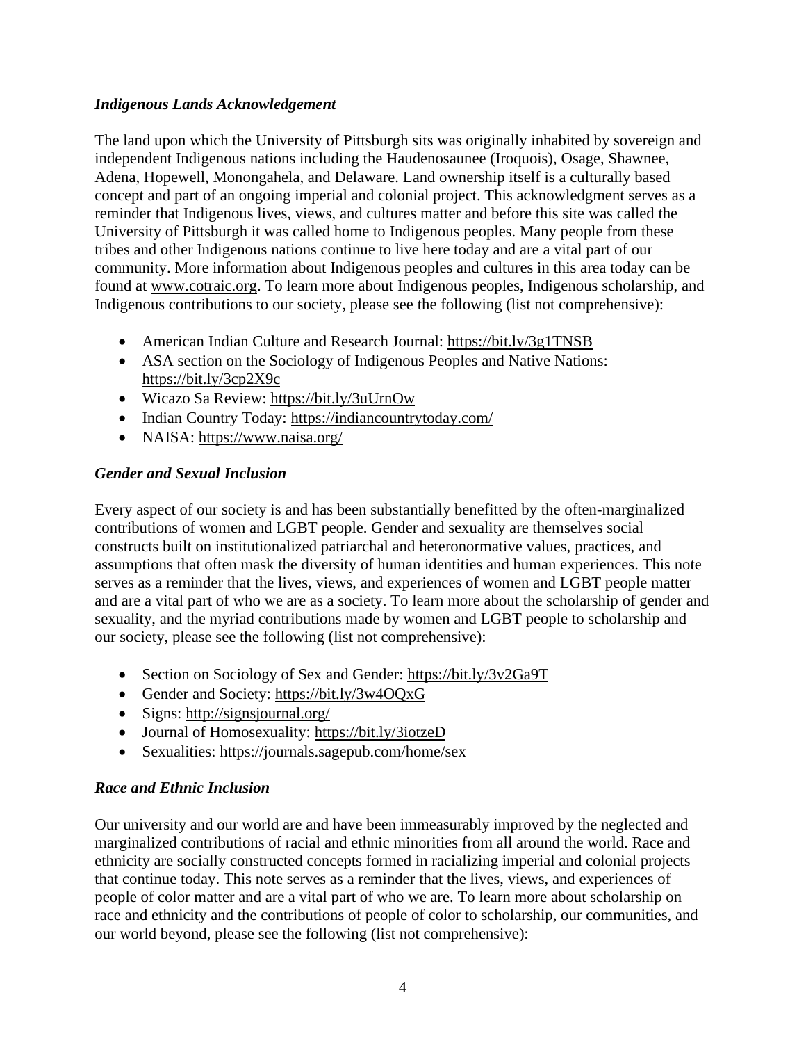***Indigenous Lands Acknowledgement***

The land upon which the University of Pittsburgh sits was originally inhabited by sovereign and independent Indigenous nations including the Haudenosaunee (Iroquois), Osage, Shawnee, Adena, Hopewell, Monongahela, and Delaware. Land ownership itself is a culturally based concept and part of an ongoing imperial and colonial project. This acknowledgment serves as a reminder that Indigenous lives, views, and cultures matter and before this site was called the University of Pittsburgh it was called home to Indigenous peoples. Many people from these tribes and other Indigenous nations continue to live here today and are a vital part of our community. More information about Indigenous peoples and cultures in this area today can be found at www.cotraic.org. To learn more about Indigenous peoples, Indigenous scholarship, and Indigenous contributions to our society, please see the following (list not comprehensive):

- American Indian Culture and Research Journal: https://bit.ly/3g1TNSB
- ASA section on the Sociology of Indigenous Peoples and Native Nations: https://bit.ly/3cp2X9c
- Wicazo Sa Review: https://bit.ly/3uUrnOw
- Indian Country Today: https://indiancountrytoday.com/
- NAISA: https://www.naisa.org/

***Gender and Sexual Inclusion***

Every aspect of our society is and has been substantially benefitted by the often-marginalized contributions of women and LGBT people. Gender and sexuality are themselves social constructs built on institutionalized patriarchal and heteronormative values, practices, and assumptions that often mask the diversity of human identities and human experiences. This note serves as a reminder that the lives, views, and experiences of women and LGBT people matter and are a vital part of who we are as a society. To learn more about the scholarship of gender and sexuality, and the myriad contributions made by women and LGBT people to scholarship and our society, please see the following (list not comprehensive):

- Section on Sociology of Sex and Gender: https://bit.ly/3v2Ga9T
- Gender and Society: https://bit.ly/3w4OQxG
- Signs: http://signsjournal.org/
- Journal of Homosexuality: https://bit.ly/3iotzeD
- Sexualities: https://journals.sagepub.com/home/sex

***Race and Ethnic Inclusion***

Our university and our world are and have been immeasurably improved by the neglected and marginalized contributions of racial and ethnic minorities from all around the world. Race and ethnicity are socially constructed concepts formed in racializing imperial and colonial projects that continue today. This note serves as a reminder that the lives, views, and experiences of people of color matter and are a vital part of who we are. To learn more about scholarship on race and ethnicity and the contributions of people of color to scholarship, our communities, and our world beyond, please see the following (list not comprehensive):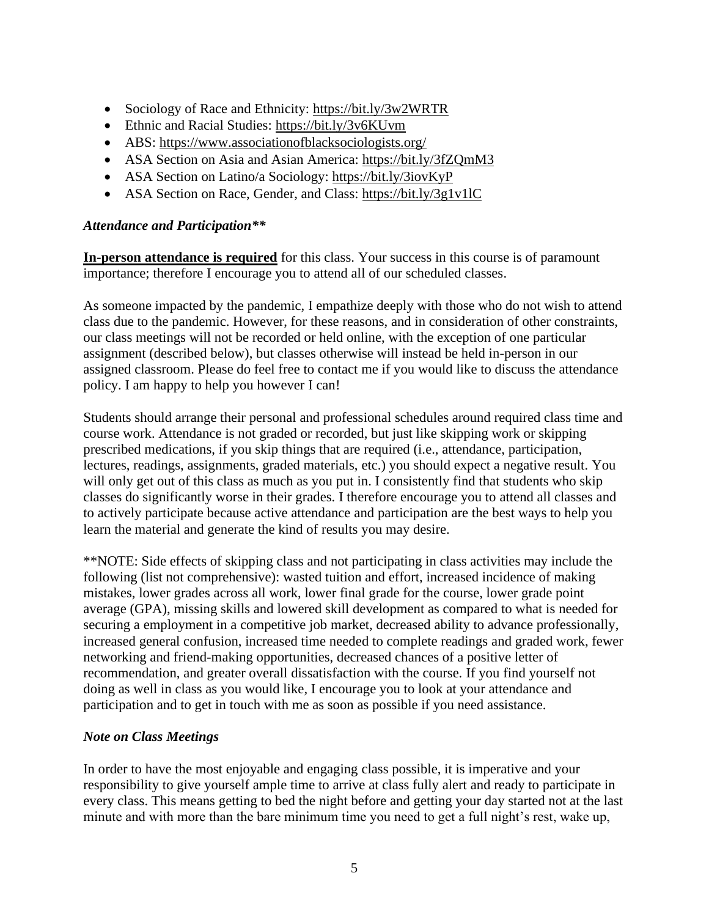- Sociology of Race and Ethnicity: https://bit.ly/3w2WRTR
- Ethnic and Racial Studies: https://bit.ly/3v6KUvm
- ABS: https://www.associationofblacksociologists.org/
- ASA Section on Asia and Asian America: https://bit.ly/3fZQmM3
- ASA Section on Latino/a Sociology: https://bit.ly/3iovKyP
- ASA Section on Race, Gender, and Class: https://bit.ly/3g1v1lC

### *Attendance and Participation***

**In-person attendance is required** for this class. Your success in this course is of paramount importance; therefore I encourage you to attend all of our scheduled classes.

As someone impacted by the pandemic, I empathize deeply with those who do not wish to attend class due to the pandemic. However, for these reasons, and in consideration of other constraints, our class meetings will not be recorded or held online, with the exception of one particular assignment (described below), but classes otherwise will instead be held in-person in our assigned classroom. Please do feel free to contact me if you would like to discuss the attendance policy. I am happy to help you however I can!

Students should arrange their personal and professional schedules around required class time and course work. Attendance is not graded or recorded, but just like skipping work or skipping prescribed medications, if you skip things that are required (i.e., attendance, participation, lectures, readings, assignments, graded materials, etc.) you should expect a negative result. You will only get out of this class as much as you put in. I consistently find that students who skip classes do significantly worse in their grades. I therefore encourage you to attend all classes and to actively participate because active attendance and participation are the best ways to help you learn the material and generate the kind of results you may desire.

**NOTE: Side effects of skipping class and not participating in class activities may include the following (list not comprehensive): wasted tuition and effort, increased incidence of making mistakes, lower grades across all work, lower final grade for the course, lower grade point average (GPA), missing skills and lowered skill development as compared to what is needed for securing a employment in a competitive job market, decreased ability to advance professionally, increased general confusion, increased time needed to complete readings and graded work, fewer networking and friend-making opportunities, decreased chances of a positive letter of recommendation, and greater overall dissatisfaction with the course. If you find yourself not doing as well in class as you would like, I encourage you to look at your attendance and participation and to get in touch with me as soon as possible if you need assistance.

### *Note on Class Meetings*

In order to have the most enjoyable and engaging class possible, it is imperative and your responsibility to give yourself ample time to arrive at class fully alert and ready to participate in every class. This means getting to bed the night before and getting your day started not at the last minute and with more than the bare minimum time you need to get a full night's rest, wake up,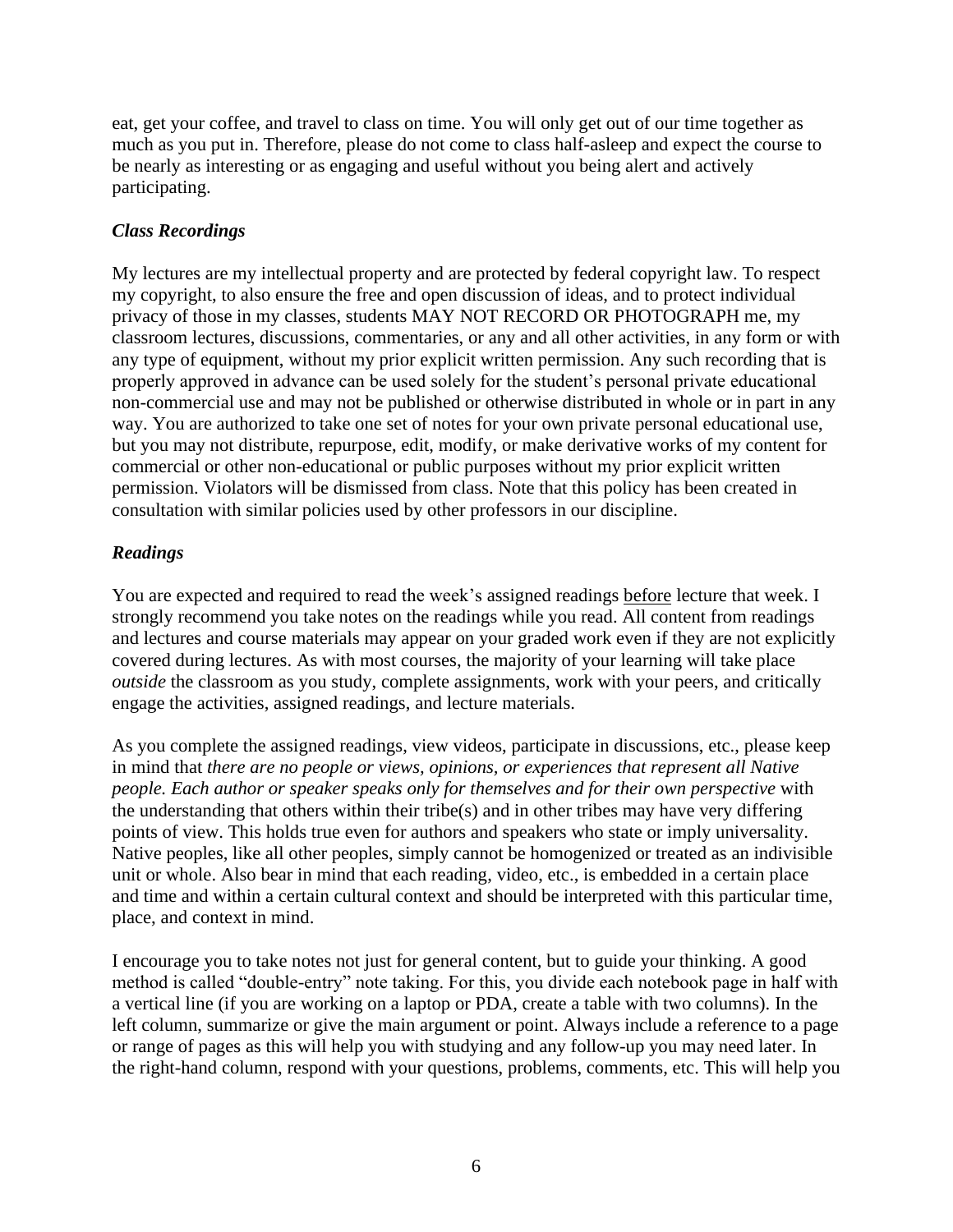eat, get your coffee, and travel to class on time. You will only get out of our time together as much as you put in. Therefore, please do not come to class half-asleep and expect the course to be nearly as interesting or as engaging and useful without you being alert and actively participating.

### *Class Recordings*

My lectures are my intellectual property and are protected by federal copyright law. To respect my copyright, to also ensure the free and open discussion of ideas, and to protect individual privacy of those in my classes, students MAY NOT RECORD OR PHOTOGRAPH me, my classroom lectures, discussions, commentaries, or any and all other activities, in any form or with any type of equipment, without my prior explicit written permission. Any such recording that is properly approved in advance can be used solely for the student's personal private educational non-commercial use and may not be published or otherwise distributed in whole or in part in any way. You are authorized to take one set of notes for your own private personal educational use, but you may not distribute, repurpose, edit, modify, or make derivative works of my content for commercial or other non-educational or public purposes without my prior explicit written permission. Violators will be dismissed from class. Note that this policy has been created in consultation with similar policies used by other professors in our discipline.

### *Readings*

You are expected and required to read the week's assigned readings before lecture that week. I strongly recommend you take notes on the readings while you read. All content from readings and lectures and course materials may appear on your graded work even if they are not explicitly covered during lectures. As with most courses, the majority of your learning will take place *outside* the classroom as you study, complete assignments, work with your peers, and critically engage the activities, assigned readings, and lecture materials.

As you complete the assigned readings, view videos, participate in discussions, etc., please keep in mind that *there are no people or views, opinions, or experiences that represent all Native people. Each author or speaker speaks only for themselves and for their own perspective* with the understanding that others within their tribe(s) and in other tribes may have very differing points of view. This holds true even for authors and speakers who state or imply universality. Native peoples, like all other peoples, simply cannot be homogenized or treated as an indivisible unit or whole. Also bear in mind that each reading, video, etc., is embedded in a certain place and time and within a certain cultural context and should be interpreted with this particular time, place, and context in mind.

I encourage you to take notes not just for general content, but to guide your thinking. A good method is called "double-entry" note taking. For this, you divide each notebook page in half with a vertical line (if you are working on a laptop or PDA, create a table with two columns). In the left column, summarize or give the main argument or point. Always include a reference to a page or range of pages as this will help you with studying and any follow-up you may need later. In the right-hand column, respond with your questions, problems, comments, etc. This will help you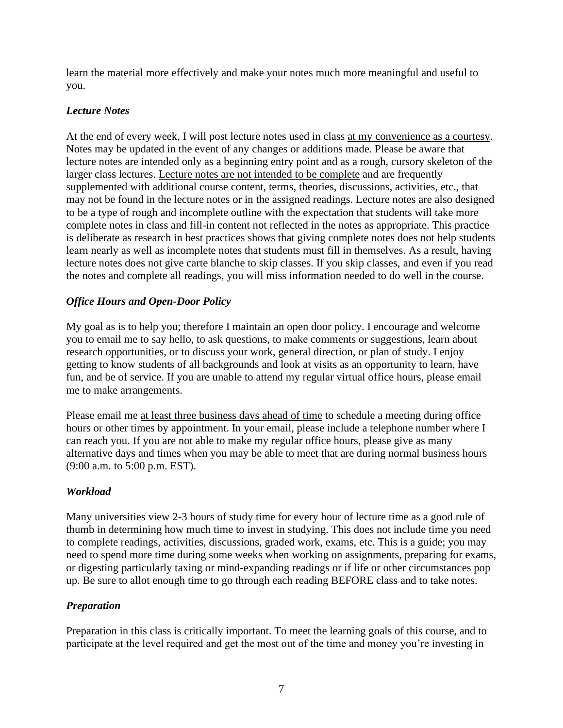learn the material more effectively and make your notes much more meaningful and useful to you.

### *Lecture Notes*

At the end of every week, I will post lecture notes used in class <u>at my convenience as a courtesy</u>. Notes may be updated in the event of any changes or additions made. Please be aware that lecture notes are intended only as a beginning entry point and as a rough, cursory skeleton of the larger class lectures. <u>Lecture notes are not intended to be complete</u> and are frequently supplemented with additional course content, terms, theories, discussions, activities, etc., that may not be found in the lecture notes or in the assigned readings. Lecture notes are also designed to be a type of rough and incomplete outline with the expectation that students will take more complete notes in class and fill-in content not reflected in the notes as appropriate. This practice is deliberate as research in best practices shows that giving complete notes does not help students learn nearly as well as incomplete notes that students must fill in themselves. As a result, having lecture notes does not give carte blanche to skip classes. If you skip classes, and even if you read the notes and complete all readings, you will miss information needed to do well in the course.

### *Office Hours and Open-Door Policy*

My goal as is to help you; therefore I maintain an open door policy. I encourage and welcome you to email me to say hello, to ask questions, to make comments or suggestions, learn about research opportunities, or to discuss your work, general direction, or plan of study. I enjoy getting to know students of all backgrounds and look at visits as an opportunity to learn, have fun, and be of service. If you are unable to attend my regular virtual office hours, please email me to make arrangements.

Please email me <u>at least three business days ahead of time</u> to schedule a meeting during office hours or other times by appointment. In your email, please include a telephone number where I can reach you. If you are not able to make my regular office hours, please give as many alternative days and times when you may be able to meet that are during normal business hours (9:00 a.m. to 5:00 p.m. EST).

### *Workload*

Many universities view <u>2-3 hours of study time for every hour of lecture time</u> as a good rule of thumb in determining how much time to invest in studying. This does not include time you need to complete readings, activities, discussions, graded work, exams, etc. This is a guide; you may need to spend more time during some weeks when working on assignments, preparing for exams, or digesting particularly taxing or mind-expanding readings or if life or other circumstances pop up. Be sure to allot enough time to go through each reading BEFORE class and to take notes.

### *Preparation*

Preparation in this class is critically important. To meet the learning goals of this course, and to participate at the level required and get the most out of the time and money you're investing in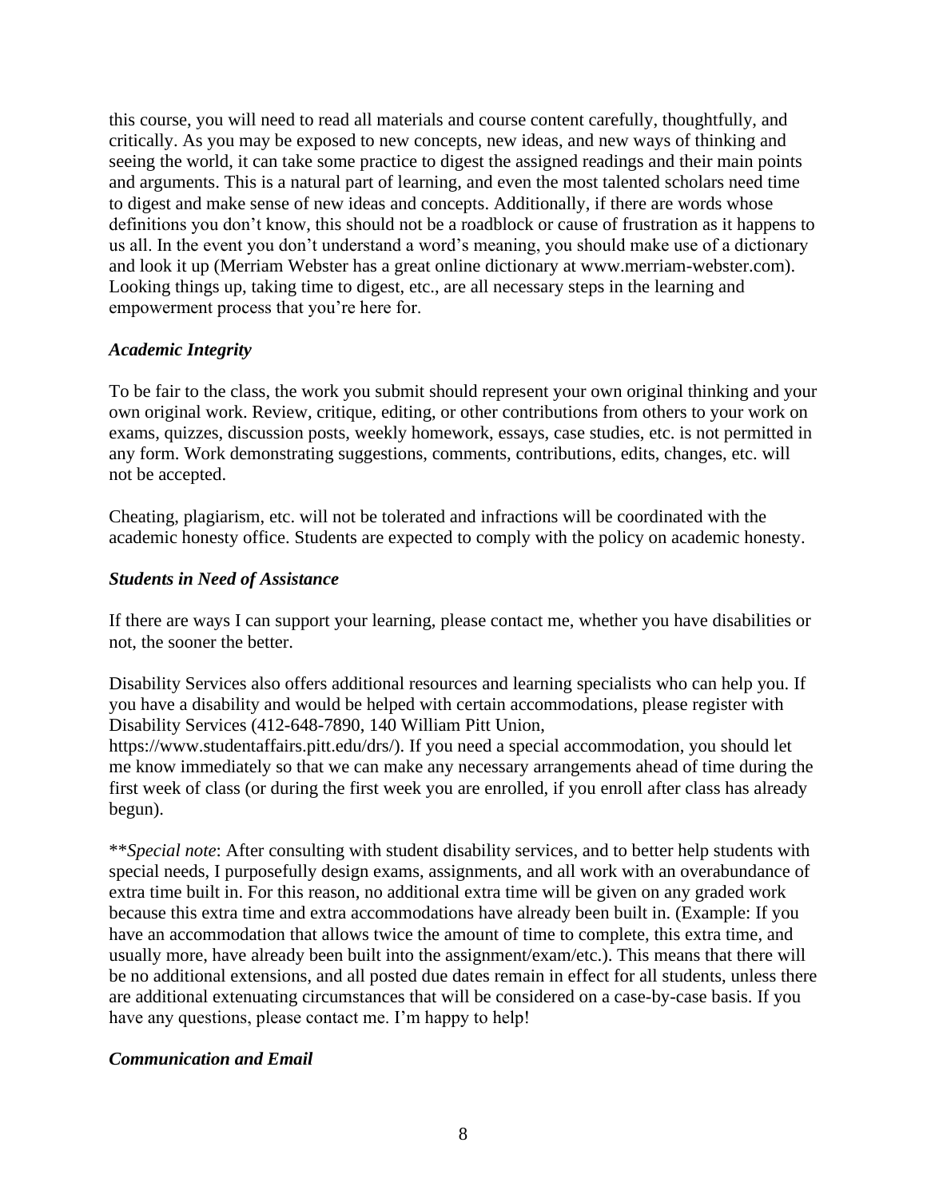this course, you will need to read all materials and course content carefully, thoughtfully, and critically. As you may be exposed to new concepts, new ideas, and new ways of thinking and seeing the world, it can take some practice to digest the assigned readings and their main points and arguments. This is a natural part of learning, and even the most talented scholars need time to digest and make sense of new ideas and concepts. Additionally, if there are words whose definitions you don't know, this should not be a roadblock or cause of frustration as it happens to us all. In the event you don't understand a word's meaning, you should make use of a dictionary and look it up (Merriam Webster has a great online dictionary at www.merriam-webster.com). Looking things up, taking time to digest, etc., are all necessary steps in the learning and empowerment process that you're here for.

### *Academic Integrity*

To be fair to the class, the work you submit should represent your own original thinking and your own original work. Review, critique, editing, or other contributions from others to your work on exams, quizzes, discussion posts, weekly homework, essays, case studies, etc. is not permitted in any form. Work demonstrating suggestions, comments, contributions, edits, changes, etc. will not be accepted.

Cheating, plagiarism, etc. will not be tolerated and infractions will be coordinated with the academic honesty office. Students are expected to comply with the policy on academic honesty.

### *Students in Need of Assistance*

If there are ways I can support your learning, please contact me, whether you have disabilities or not, the sooner the better.

Disability Services also offers additional resources and learning specialists who can help you. If you have a disability and would be helped with certain accommodations, please register with Disability Services (412-648-7890, 140 William Pitt Union, https://www.studentaffairs.pitt.edu/drs/). If you need a special accommodation, you should let me know immediately so that we can make any necessary arrangements ahead of time during the first week of class (or during the first week you are enrolled, if you enroll after class has already begun).

\*\**Special note*: After consulting with student disability services, and to better help students with special needs, I purposefully design exams, assignments, and all work with an overabundance of extra time built in. For this reason, no additional extra time will be given on any graded work because this extra time and extra accommodations have already been built in. (Example: If you have an accommodation that allows twice the amount of time to complete, this extra time, and usually more, have already been built into the assignment/exam/etc.). This means that there will be no additional extensions, and all posted due dates remain in effect for all students, unless there are additional extenuating circumstances that will be considered on a case-by-case basis. If you have any questions, please contact me. I'm happy to help!

### *Communication and Email*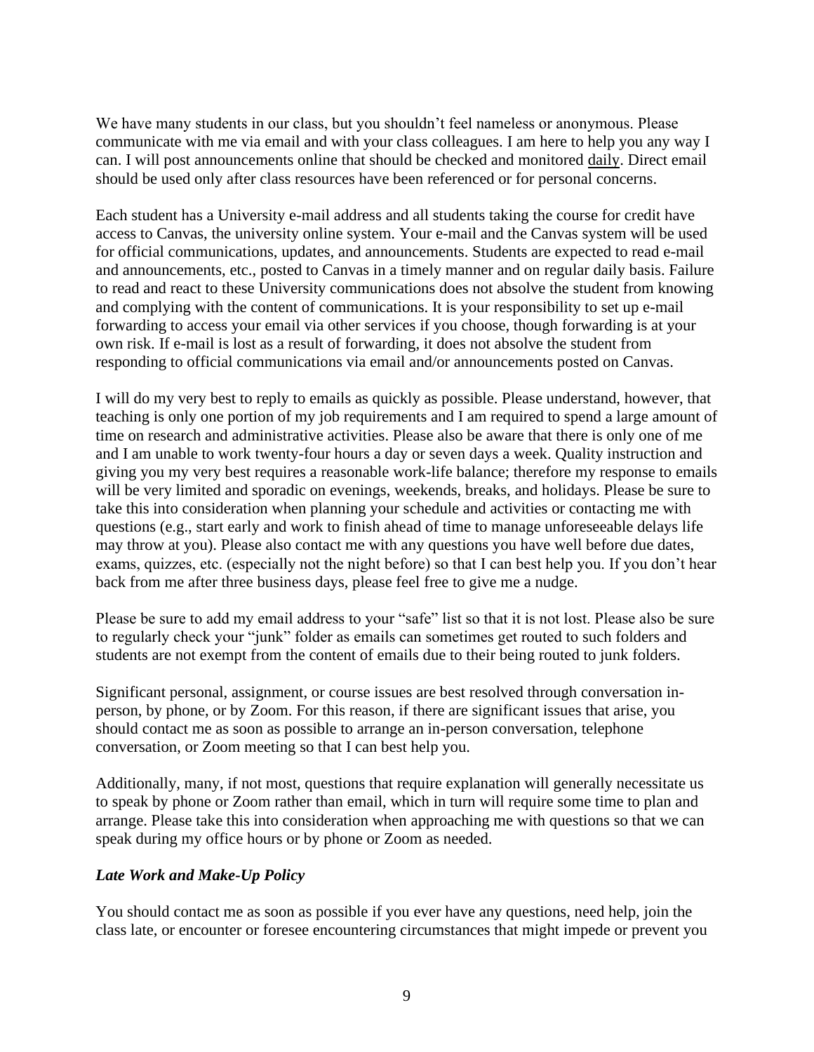We have many students in our class, but you shouldn't feel nameless or anonymous. Please communicate with me via email and with your class colleagues. I am here to help you any way I can. I will post announcements online that should be checked and monitored daily. Direct email should be used only after class resources have been referenced or for personal concerns.

Each student has a University e-mail address and all students taking the course for credit have access to Canvas, the university online system. Your e-mail and the Canvas system will be used for official communications, updates, and announcements. Students are expected to read e-mail and announcements, etc., posted to Canvas in a timely manner and on regular daily basis. Failure to read and react to these University communications does not absolve the student from knowing and complying with the content of communications. It is your responsibility to set up e-mail forwarding to access your email via other services if you choose, though forwarding is at your own risk. If e-mail is lost as a result of forwarding, it does not absolve the student from responding to official communications via email and/or announcements posted on Canvas.

I will do my very best to reply to emails as quickly as possible. Please understand, however, that teaching is only one portion of my job requirements and I am required to spend a large amount of time on research and administrative activities. Please also be aware that there is only one of me and I am unable to work twenty-four hours a day or seven days a week. Quality instruction and giving you my very best requires a reasonable work-life balance; therefore my response to emails will be very limited and sporadic on evenings, weekends, breaks, and holidays. Please be sure to take this into consideration when planning your schedule and activities or contacting me with questions (e.g., start early and work to finish ahead of time to manage unforeseeable delays life may throw at you). Please also contact me with any questions you have well before due dates, exams, quizzes, etc. (especially not the night before) so that I can best help you. If you don't hear back from me after three business days, please feel free to give me a nudge.

Please be sure to add my email address to your "safe" list so that it is not lost. Please also be sure to regularly check your "junk" folder as emails can sometimes get routed to such folders and students are not exempt from the content of emails due to their being routed to junk folders.

Significant personal, assignment, or course issues are best resolved through conversation in-person, by phone, or by Zoom. For this reason, if there are significant issues that arise, you should contact me as soon as possible to arrange an in-person conversation, telephone conversation, or Zoom meeting so that I can best help you.

Additionally, many, if not most, questions that require explanation will generally necessitate us to speak by phone or Zoom rather than email, which in turn will require some time to plan and arrange. Please take this into consideration when approaching me with questions so that we can speak during my office hours or by phone or Zoom as needed.

### *Late Work and Make-Up Policy*

You should contact me as soon as possible if you ever have any questions, need help, join the class late, or encounter or foresee encountering circumstances that might impede or prevent you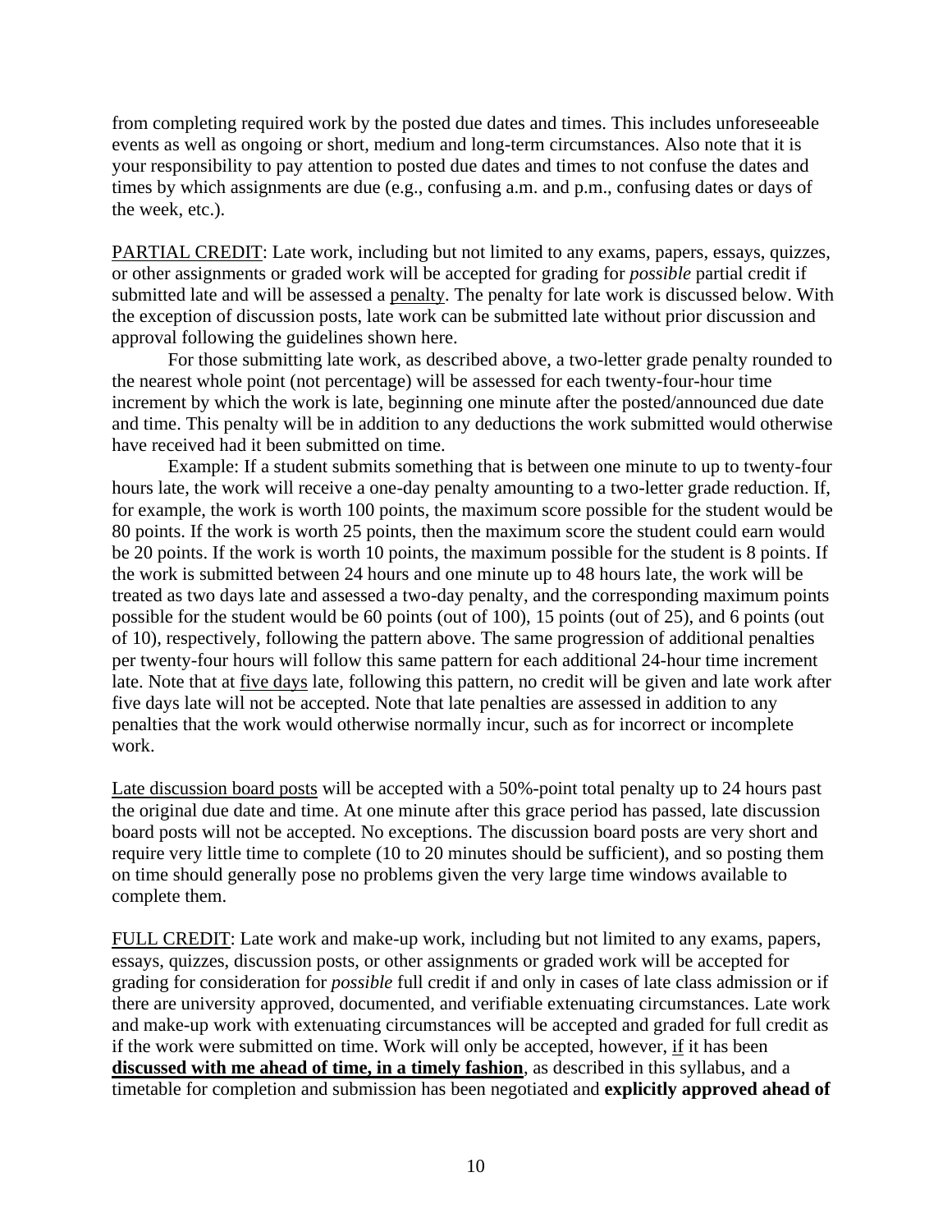from completing required work by the posted due dates and times. This includes unforeseeable events as well as ongoing or short, medium and long-term circumstances. Also note that it is your responsibility to pay attention to posted due dates and times to not confuse the dates and times by which assignments are due (e.g., confusing a.m. and p.m., confusing dates or days of the week, etc.).

<u>PARTIAL CREDIT</u>: Late work, including but not limited to any exams, papers, essays, quizzes, or other assignments or graded work will be accepted for grading for *possible* partial credit if submitted late and will be assessed a <u>penalty</u>. The penalty for late work is discussed below. With the exception of discussion posts, late work can be submitted late without prior discussion and approval following the guidelines shown here.

For those submitting late work, as described above, a two-letter grade penalty rounded to the nearest whole point (not percentage) will be assessed for each twenty-four-hour time increment by which the work is late, beginning one minute after the posted/announced due date and time. This penalty will be in addition to any deductions the work submitted would otherwise have received had it been submitted on time.

Example: If a student submits something that is between one minute to up to twenty-four hours late, the work will receive a one-day penalty amounting to a two-letter grade reduction. If, for example, the work is worth 100 points, the maximum score possible for the student would be 80 points. If the work is worth 25 points, then the maximum score the student could earn would be 20 points. If the work is worth 10 points, the maximum possible for the student is 8 points. If the work is submitted between 24 hours and one minute up to 48 hours late, the work will be treated as two days late and assessed a two-day penalty, and the corresponding maximum points possible for the student would be 60 points (out of 100), 15 points (out of 25), and 6 points (out of 10), respectively, following the pattern above. The same progression of additional penalties per twenty-four hours will follow this same pattern for each additional 24-hour time increment late. Note that at <u>five days</u> late, following this pattern, no credit will be given and late work after five days late will not be accepted. Note that late penalties are assessed in addition to any penalties that the work would otherwise normally incur, such as for incorrect or incomplete work.

<u>Late discussion board posts</u> will be accepted with a 50%-point total penalty up to 24 hours past the original due date and time. At one minute after this grace period has passed, late discussion board posts will not be accepted. No exceptions. The discussion board posts are very short and require very little time to complete (10 to 20 minutes should be sufficient), and so posting them on time should generally pose no problems given the very large time windows available to complete them.

<u>FULL CREDIT</u>: Late work and make-up work, including but not limited to any exams, papers, essays, quizzes, discussion posts, or other assignments or graded work will be accepted for grading for consideration for *possible* full credit if and only in cases of late class admission or if there are university approved, documented, and verifiable extenuating circumstances. Late work and make-up work with extenuating circumstances will be accepted and graded for full credit as if the work were submitted on time. Work will only be accepted, however, <u>if</u> it has been **<u>discussed with me ahead of time, in a timely fashion</u>**, as described in this syllabus, and a timetable for completion and submission has been negotiated and **explicitly approved ahead of**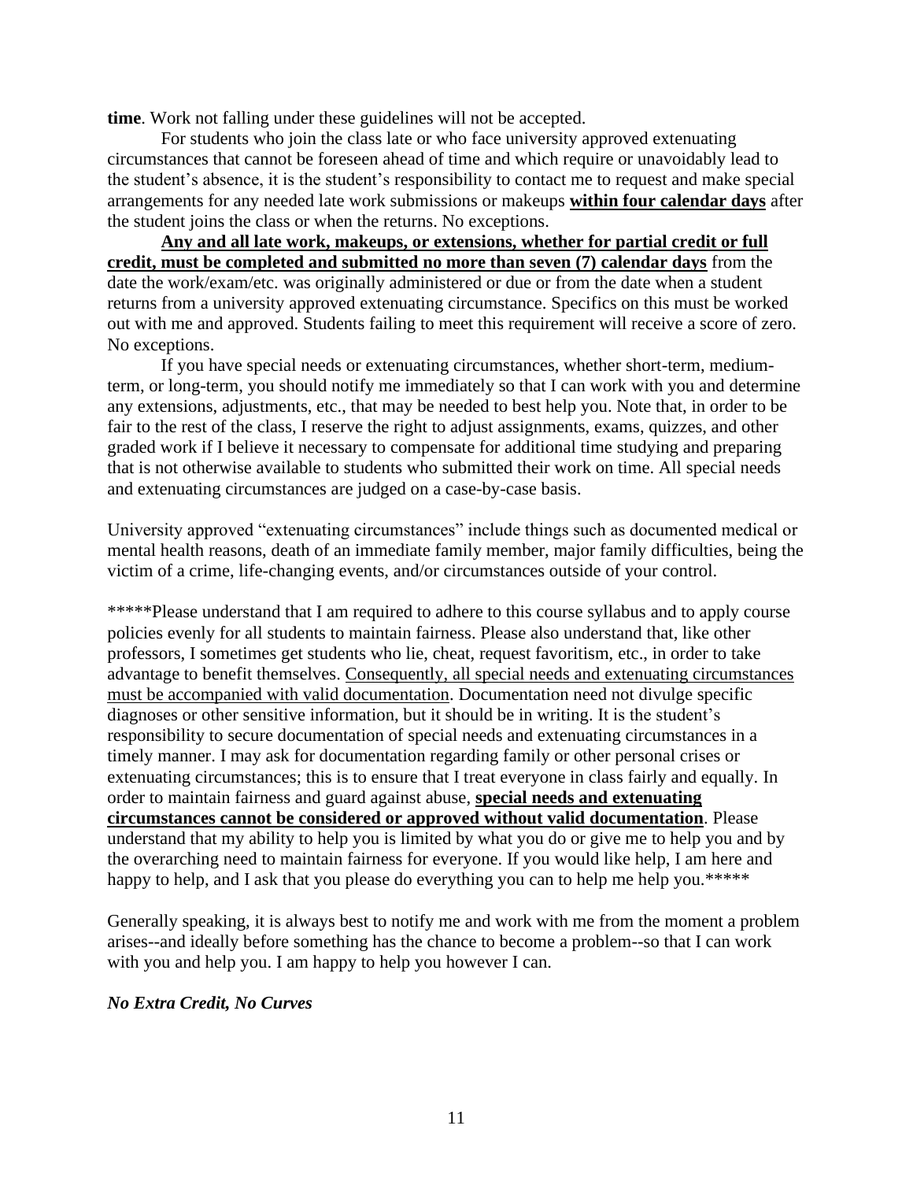**time**. Work not falling under these guidelines will not be accepted.

For students who join the class late or who face university approved extenuating circumstances that cannot be foreseen ahead of time and which require or unavoidably lead to the student's absence, it is the student's responsibility to contact me to request and make special arrangements for any needed late work submissions or makeups **<u>within four calendar days</u>** after the student joins the class or when the returns. No exceptions.

**<u>Any and all late work, makeups, or extensions, whether for partial credit or full credit, must be completed and submitted no more than seven (7) calendar days</u>** from the date the work/exam/etc. was originally administered or due or from the date when a student returns from a university approved extenuating circumstance. Specifics on this must be worked out with me and approved. Students failing to meet this requirement will receive a score of zero. No exceptions.

If you have special needs or extenuating circumstances, whether short-term, medium-term, or long-term, you should notify me immediately so that I can work with you and determine any extensions, adjustments, etc., that may be needed to best help you. Note that, in order to be fair to the rest of the class, I reserve the right to adjust assignments, exams, quizzes, and other graded work if I believe it necessary to compensate for additional time studying and preparing that is not otherwise available to students who submitted their work on time. All special needs and extenuating circumstances are judged on a case-by-case basis.

University approved "extenuating circumstances" include things such as documented medical or mental health reasons, death of an immediate family member, major family difficulties, being the victim of a crime, life-changing events, and/or circumstances outside of your control.

*****Please understand that I am required to adhere to this course syllabus and to apply course policies evenly for all students to maintain fairness. Please also understand that, like other professors, I sometimes get students who lie, cheat, request favoritism, etc., in order to take advantage to benefit themselves. <u>Consequently, all special needs and extenuating circumstances must be accompanied with valid documentation</u>. Documentation need not divulge specific diagnoses or other sensitive information, but it should be in writing. It is the student's responsibility to secure documentation of special needs and extenuating circumstances in a timely manner. I may ask for documentation regarding family or other personal crises or extenuating circumstances; this is to ensure that I treat everyone in class fairly and equally. In order to maintain fairness and guard against abuse, **<u>special needs and extenuating circumstances cannot be considered or approved without valid documentation</u>**. Please understand that my ability to help you is limited by what you do or give me to help you and by the overarching need to maintain fairness for everyone. If you would like help, I am here and happy to help, and I ask that you please do everything you can to help me help you.*****

Generally speaking, it is always best to notify me and work with me from the moment a problem arises--and ideally before something has the chance to become a problem--so that I can work with you and help you. I am happy to help you however I can.

***No Extra Credit, No Curves***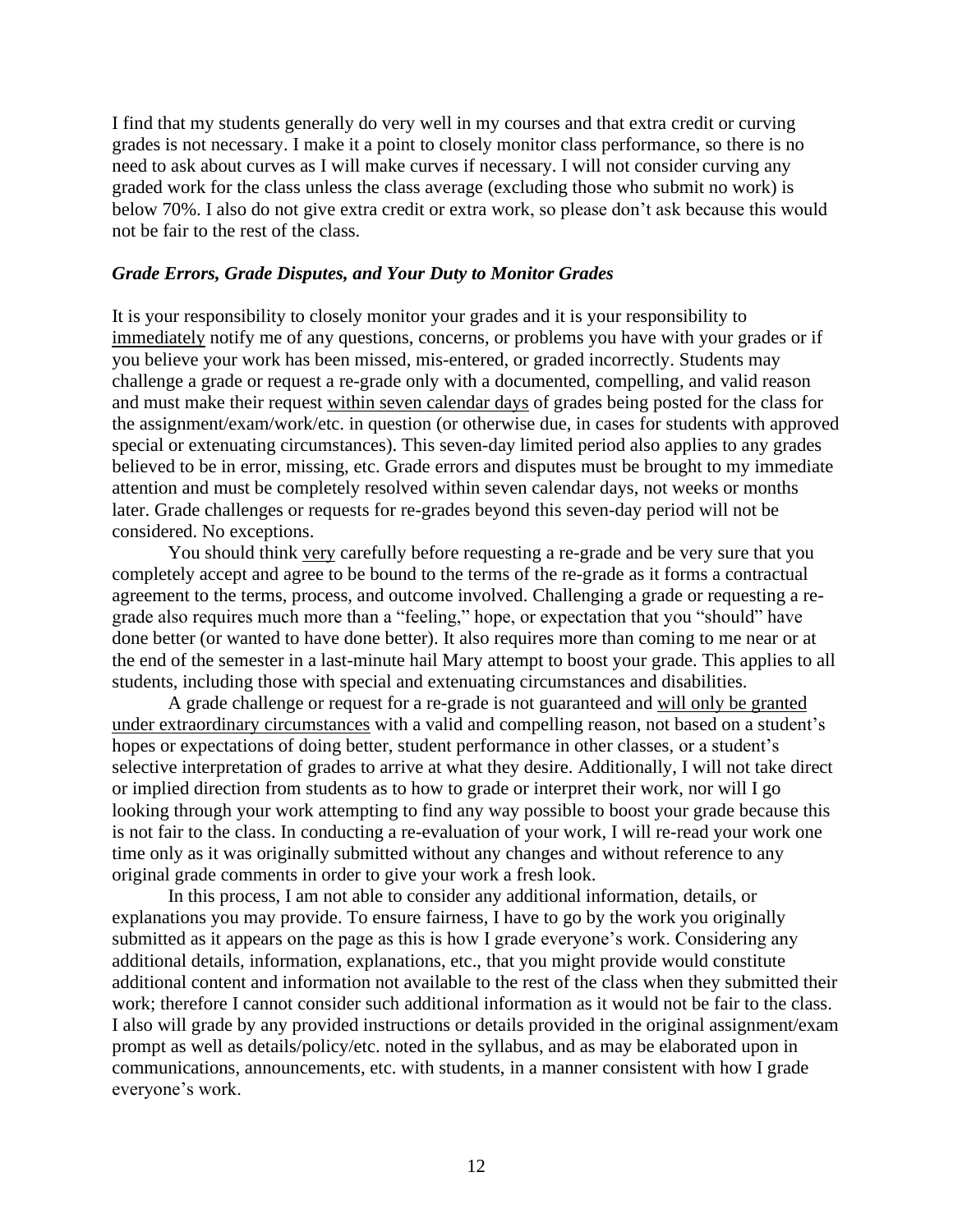I find that my students generally do very well in my courses and that extra credit or curving grades is not necessary. I make it a point to closely monitor class performance, so there is no need to ask about curves as I will make curves if necessary. I will not consider curving any graded work for the class unless the class average (excluding those who submit no work) is below 70%. I also do not give extra credit or extra work, so please don't ask because this would not be fair to the rest of the class.

### *Grade Errors, Grade Disputes, and Your Duty to Monitor Grades*

It is your responsibility to closely monitor your grades and it is your responsibility to <u>immediately</u> notify me of any questions, concerns, or problems you have with your grades or if you believe your work has been missed, mis-entered, or graded incorrectly. Students may challenge a grade or request a re-grade only with a documented, compelling, and valid reason and must make their request <u>within seven calendar days</u> of grades being posted for the class for the assignment/exam/work/etc. in question (or otherwise due, in cases for students with approved special or extenuating circumstances). This seven-day limited period also applies to any grades believed to be in error, missing, etc. Grade errors and disputes must be brought to my immediate attention and must be completely resolved within seven calendar days, not weeks or months later. Grade challenges or requests for re-grades beyond this seven-day period will not be considered. No exceptions.

You should think <u>very</u> carefully before requesting a re-grade and be very sure that you completely accept and agree to be bound to the terms of the re-grade as it forms a contractual agreement to the terms, process, and outcome involved. Challenging a grade or requesting a re-grade also requires much more than a "feeling," hope, or expectation that you "should" have done better (or wanted to have done better). It also requires more than coming to me near or at the end of the semester in a last-minute hail Mary attempt to boost your grade. This applies to all students, including those with special and extenuating circumstances and disabilities.

A grade challenge or request for a re-grade is not guaranteed and <u>will only be granted under extraordinary circumstances</u> with a valid and compelling reason, not based on a student's hopes or expectations of doing better, student performance in other classes, or a student's selective interpretation of grades to arrive at what they desire. Additionally, I will not take direct or implied direction from students as to how to grade or interpret their work, nor will I go looking through your work attempting to find any way possible to boost your grade because this is not fair to the class. In conducting a re-evaluation of your work, I will re-read your work one time only as it was originally submitted without any changes and without reference to any original grade comments in order to give your work a fresh look.

In this process, I am not able to consider any additional information, details, or explanations you may provide. To ensure fairness, I have to go by the work you originally submitted as it appears on the page as this is how I grade everyone's work. Considering any additional details, information, explanations, etc., that you might provide would constitute additional content and information not available to the rest of the class when they submitted their work; therefore I cannot consider such additional information as it would not be fair to the class. I also will grade by any provided instructions or details provided in the original assignment/exam prompt as well as details/policy/etc. noted in the syllabus, and as may be elaborated upon in communications, announcements, etc. with students, in a manner consistent with how I grade everyone's work.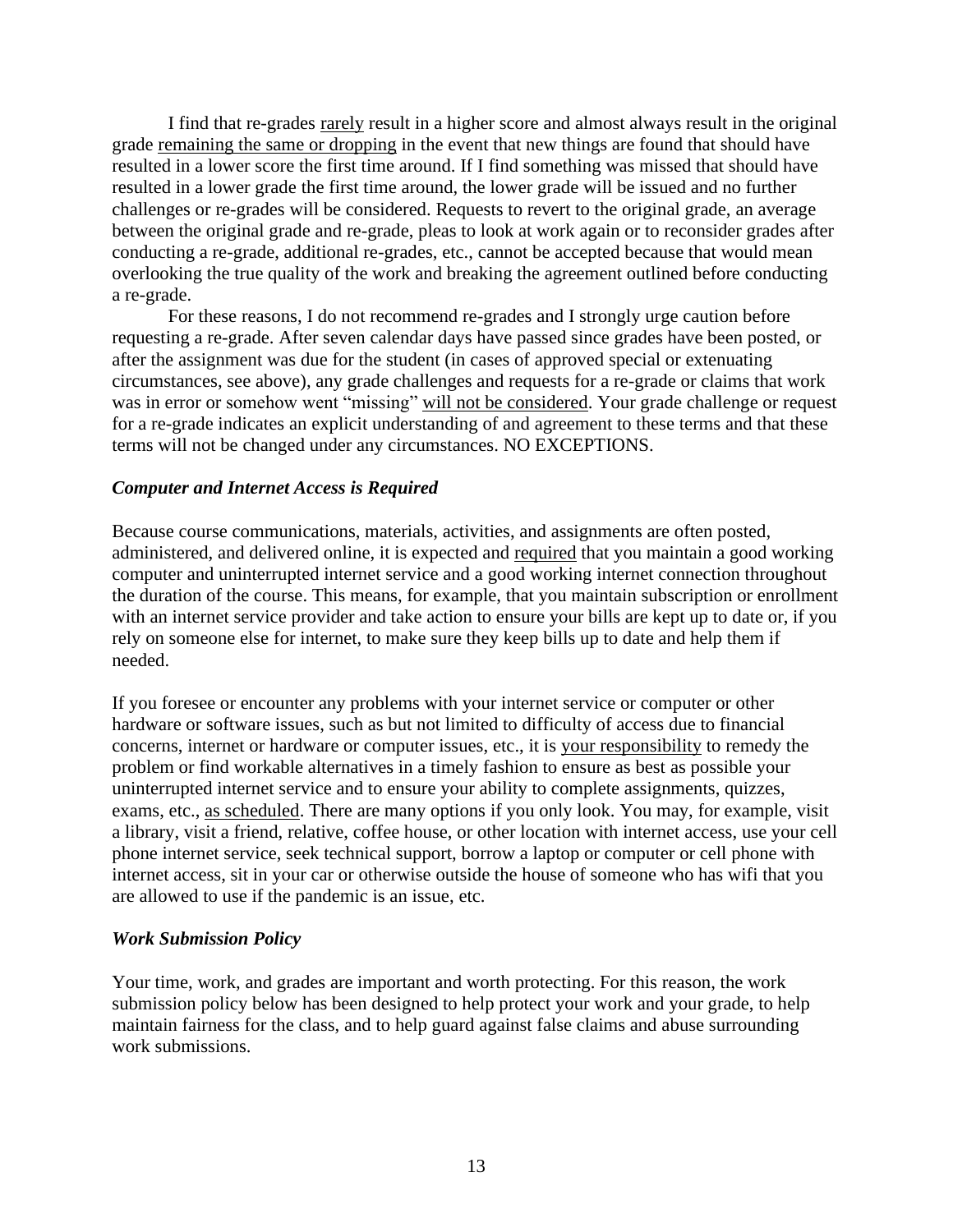I find that re-grades <u>rarely</u> result in a higher score and almost always result in the original grade <u>remaining the same or dropping</u> in the event that new things are found that should have resulted in a lower score the first time around. If I find something was missed that should have resulted in a lower grade the first time around, the lower grade will be issued and no further challenges or re-grades will be considered. Requests to revert to the original grade, an average between the original grade and re-grade, pleas to look at work again or to reconsider grades after conducting a re-grade, additional re-grades, etc., cannot be accepted because that would mean overlooking the true quality of the work and breaking the agreement outlined before conducting a re-grade.

For these reasons, I do not recommend re-grades and I strongly urge caution before requesting a re-grade. After seven calendar days have passed since grades have been posted, or after the assignment was due for the student (in cases of approved special or extenuating circumstances, see above), any grade challenges and requests for a re-grade or claims that work was in error or somehow went "missing" <u>will not be considered</u>. Your grade challenge or request for a re-grade indicates an explicit understanding of and agreement to these terms and that these terms will not be changed under any circumstances. NO EXCEPTIONS.

### ***Computer and Internet Access is Required***

Because course communications, materials, activities, and assignments are often posted, administered, and delivered online, it is expected and <u>required</u> that you maintain a good working computer and uninterrupted internet service and a good working internet connection throughout the duration of the course. This means, for example, that you maintain subscription or enrollment with an internet service provider and take action to ensure your bills are kept up to date or, if you rely on someone else for internet, to make sure they keep bills up to date and help them if needed.

If you foresee or encounter any problems with your internet service or computer or other hardware or software issues, such as but not limited to difficulty of access due to financial concerns, internet or hardware or computer issues, etc., it is <u>your responsibility</u> to remedy the problem or find workable alternatives in a timely fashion to ensure as best as possible your uninterrupted internet service and to ensure your ability to complete assignments, quizzes, exams, etc., <u>as scheduled</u>. There are many options if you only look. You may, for example, visit a library, visit a friend, relative, coffee house, or other location with internet access, use your cell phone internet service, seek technical support, borrow a laptop or computer or cell phone with internet access, sit in your car or otherwise outside the house of someone who has wifi that you are allowed to use if the pandemic is an issue, etc.

### ***Work Submission Policy***

Your time, work, and grades are important and worth protecting. For this reason, the work submission policy below has been designed to help protect your work and your grade, to help maintain fairness for the class, and to help guard against false claims and abuse surrounding work submissions.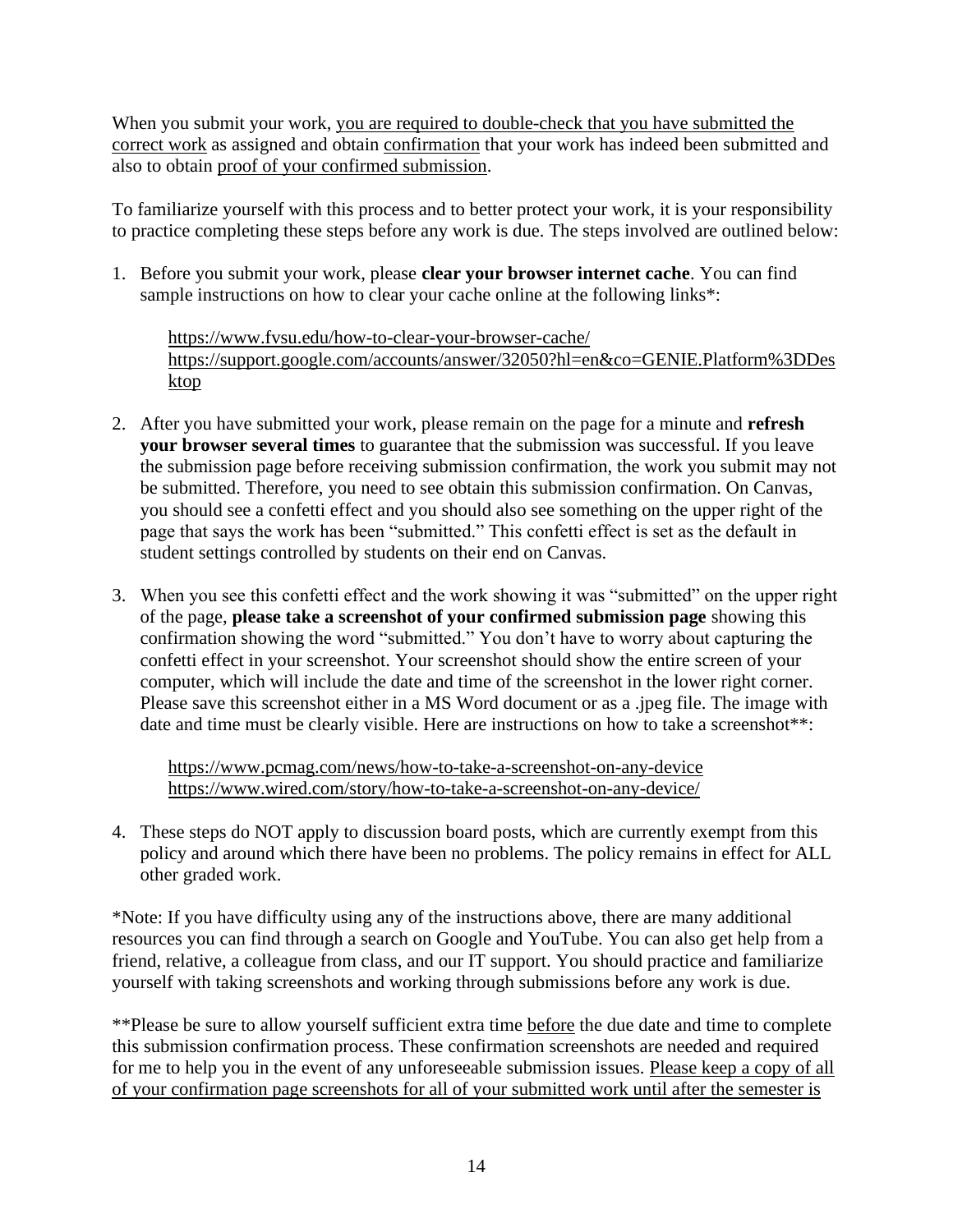When you submit your work, you are required to double-check that you have submitted the correct work as assigned and obtain confirmation that your work has indeed been submitted and also to obtain proof of your confirmed submission.

To familiarize yourself with this process and to better protect your work, it is your responsibility to practice completing these steps before any work is due. The steps involved are outlined below:

1. Before you submit your work, please **clear your browser internet cache**. You can find sample instructions on how to clear your cache online at the following links*:

   https://www.fvsu.edu/how-to-clear-your-browser-cache/
   https://support.google.com/accounts/answer/32050?hl=en&co=GENIE.Platform%3DDesktop

2. After you have submitted your work, please remain on the page for a minute and **refresh your browser several times** to guarantee that the submission was successful. If you leave the submission page before receiving submission confirmation, the work you submit may not be submitted. Therefore, you need to see obtain this submission confirmation. On Canvas, you should see a confetti effect and you should also see something on the upper right of the page that says the work has been "submitted." This confetti effect is set as the default in student settings controlled by students on their end on Canvas.

3. When you see this confetti effect and the work showing it was "submitted" on the upper right of the page, **please take a screenshot of your confirmed submission page** showing this confirmation showing the word "submitted." You don't have to worry about capturing the confetti effect in your screenshot. Your screenshot should show the entire screen of your computer, which will include the date and time of the screenshot in the lower right corner. Please save this screenshot either in a MS Word document or as a .jpeg file. The image with date and time must be clearly visible. Here are instructions on how to take a screenshot**:

   https://www.pcmag.com/news/how-to-take-a-screenshot-on-any-device
   https://www.wired.com/story/how-to-take-a-screenshot-on-any-device/

4. These steps do NOT apply to discussion board posts, which are currently exempt from this policy and around which there have been no problems. The policy remains in effect for ALL other graded work.

*Note: If you have difficulty using any of the instructions above, there are many additional resources you can find through a search on Google and YouTube. You can also get help from a friend, relative, a colleague from class, and our IT support. You should practice and familiarize yourself with taking screenshots and working through submissions before any work is due.

**Please be sure to allow yourself sufficient extra time before the due date and time to complete this submission confirmation process. These confirmation screenshots are needed and required for me to help you in the event of any unforeseeable submission issues. Please keep a copy of all of your confirmation page screenshots for all of your submitted work until after the semester is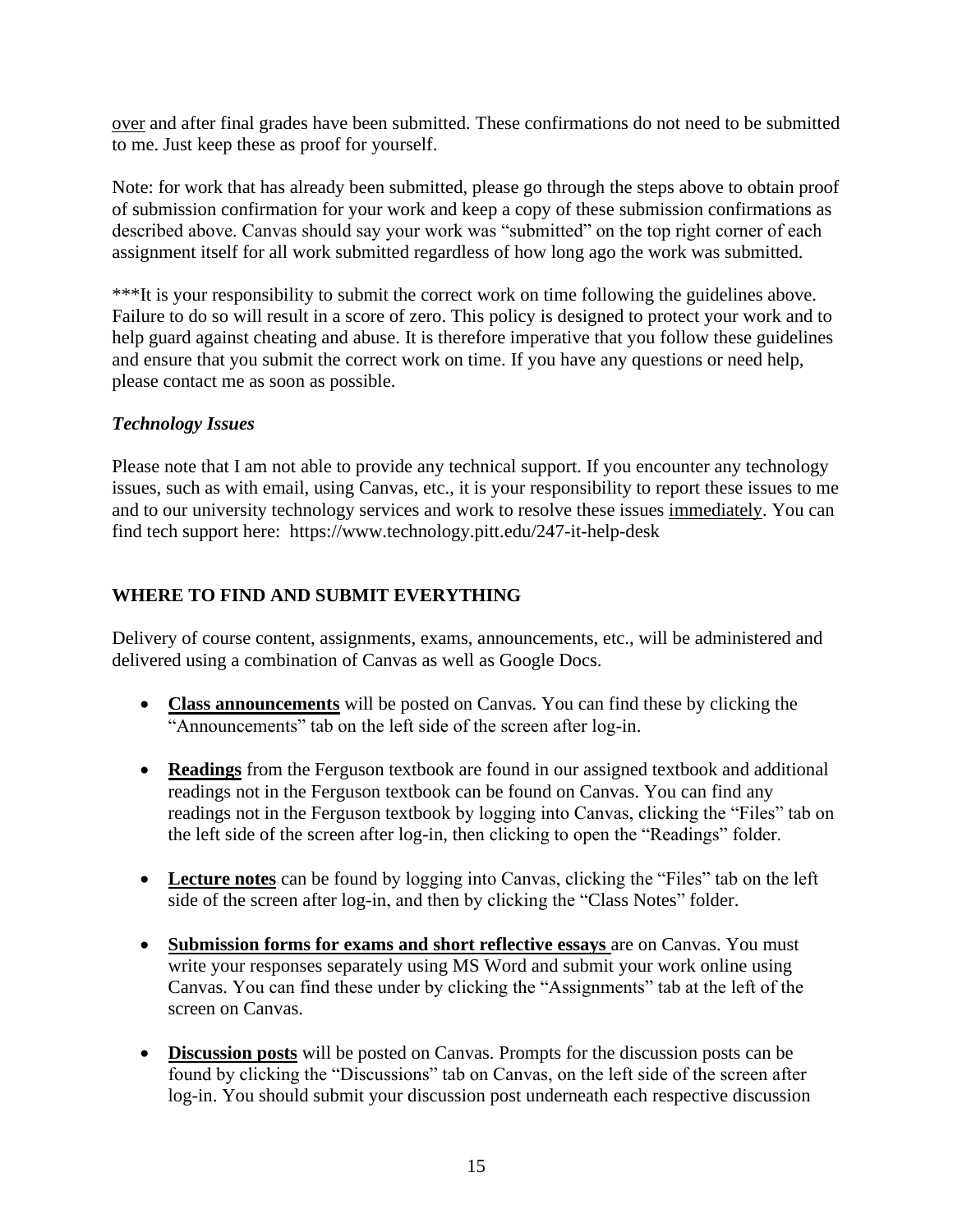over and after final grades have been submitted. These confirmations do not need to be submitted to me. Just keep these as proof for yourself.

Note: for work that has already been submitted, please go through the steps above to obtain proof of submission confirmation for your work and keep a copy of these submission confirmations as described above. Canvas should say your work was "submitted" on the top right corner of each assignment itself for all work submitted regardless of how long ago the work was submitted.

***It is your responsibility to submit the correct work on time following the guidelines above. Failure to do so will result in a score of zero. This policy is designed to protect your work and to help guard against cheating and abuse. It is therefore imperative that you follow these guidelines and ensure that you submit the correct work on time. If you have any questions or need help, please contact me as soon as possible.

### *Technology Issues*

Please note that I am not able to provide any technical support. If you encounter any technology issues, such as with email, using Canvas, etc., it is your responsibility to report these issues to me and to our university technology services and work to resolve these issues immediately. You can find tech support here: https://www.technology.pitt.edu/247-it-help-desk

## WHERE TO FIND AND SUBMIT EVERYTHING

Delivery of course content, assignments, exams, announcements, etc., will be administered and delivered using a combination of Canvas as well as Google Docs.

- **Class announcements** will be posted on Canvas. You can find these by clicking the "Announcements" tab on the left side of the screen after log-in.
- **Readings** from the Ferguson textbook are found in our assigned textbook and additional readings not in the Ferguson textbook can be found on Canvas. You can find any readings not in the Ferguson textbook by logging into Canvas, clicking the "Files" tab on the left side of the screen after log-in, then clicking to open the "Readings" folder.
- **Lecture notes** can be found by logging into Canvas, clicking the "Files" tab on the left side of the screen after log-in, and then by clicking the "Class Notes" folder.
- **Submission forms for exams and short reflective essays** are on Canvas. You must write your responses separately using MS Word and submit your work online using Canvas. You can find these under by clicking the "Assignments" tab at the left of the screen on Canvas.
- **Discussion posts** will be posted on Canvas. Prompts for the discussion posts can be found by clicking the "Discussions" tab on Canvas, on the left side of the screen after log-in. You should submit your discussion post underneath each respective discussion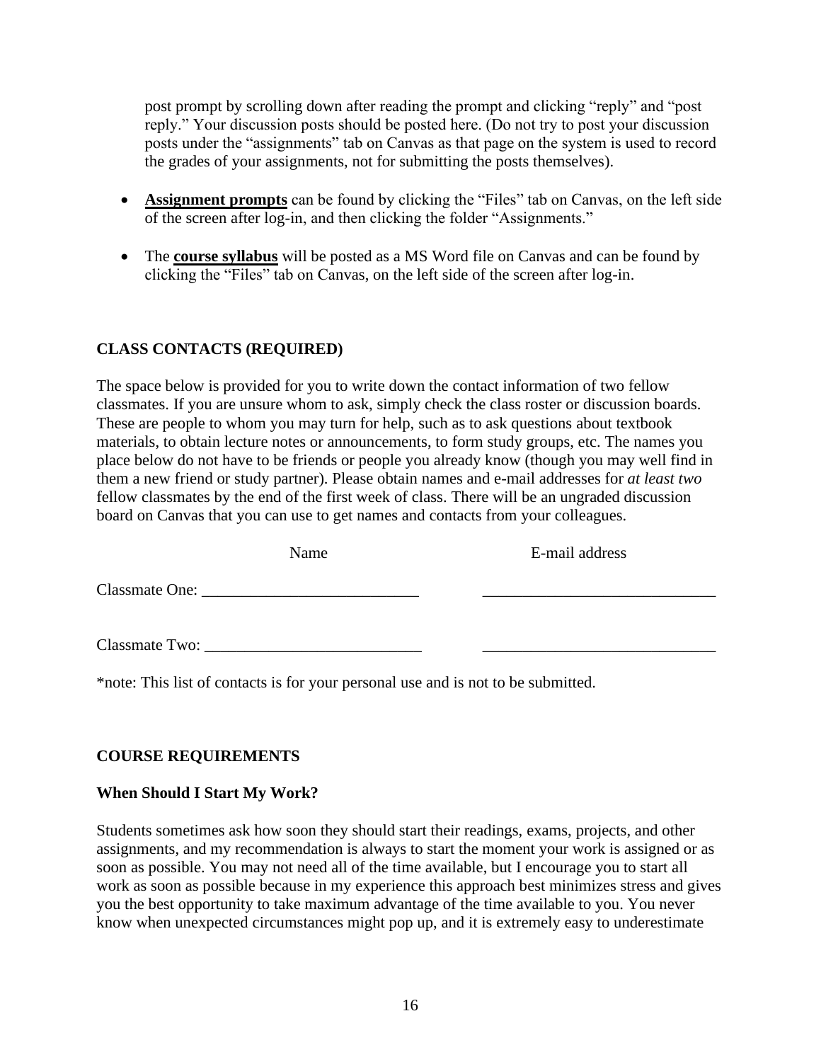post prompt by scrolling down after reading the prompt and clicking "reply" and "post reply." Your discussion posts should be posted here. (Do not try to post your discussion posts under the "assignments" tab on Canvas as that page on the system is used to record the grades of your assignments, not for submitting the posts themselves).

- **Assignment prompts** can be found by clicking the "Files" tab on Canvas, on the left side of the screen after log-in, and then clicking the folder "Assignments."

- The **course syllabus** will be posted as a MS Word file on Canvas and can be found by clicking the "Files" tab on Canvas, on the left side of the screen after log-in.

## CLASS CONTACTS (REQUIRED)

The space below is provided for you to write down the contact information of two fellow classmates. If you are unsure whom to ask, simply check the class roster or discussion boards. These are people to whom you may turn for help, such as to ask questions about textbook materials, to obtain lecture notes or announcements, to form study groups, etc. The names you place below do not have to be friends or people you already know (though you may well find in them a new friend or study partner). Please obtain names and e-mail addresses for *at least two* fellow classmates by the end of the first week of class. There will be an ungraded discussion board on Canvas that you can use to get names and contacts from your colleagues.

| | Name | E-mail address |
|---|---|---|
| Classmate One: | ___________________________ | _____________________________ |
| Classmate Two: | ___________________________ | _____________________________ |

*note: This list of contacts is for your personal use and is not to be submitted.

## COURSE REQUIREMENTS

### When Should I Start My Work?

Students sometimes ask how soon they should start their readings, exams, projects, and other assignments, and my recommendation is always to start the moment your work is assigned or as soon as possible. You may not need all of the time available, but I encourage you to start all work as soon as possible because in my experience this approach best minimizes stress and gives you the best opportunity to take maximum advantage of the time available to you. You never know when unexpected circumstances might pop up, and it is extremely easy to underestimate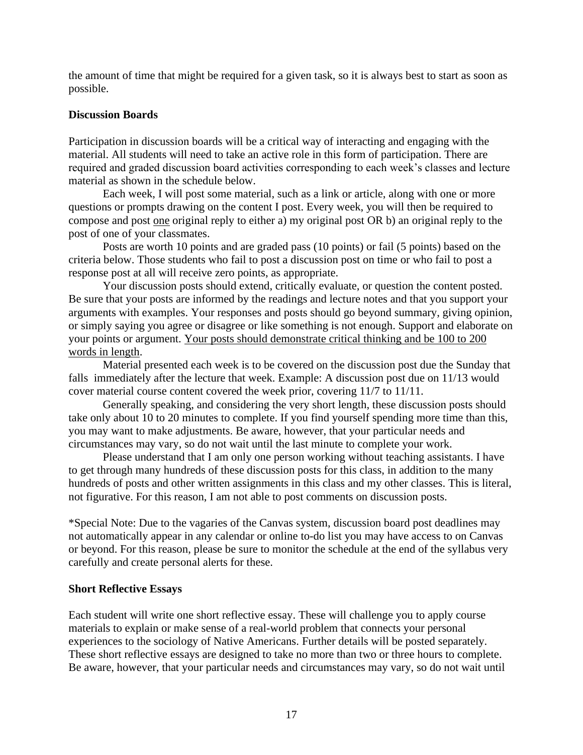the amount of time that might be required for a given task, so it is always best to start as soon as possible.

**Discussion Boards**

Participation in discussion boards will be a critical way of interacting and engaging with the material. All students will need to take an active role in this form of participation. There are required and graded discussion board activities corresponding to each week's classes and lecture material as shown in the schedule below.

Each week, I will post some material, such as a link or article, along with one or more questions or prompts drawing on the content I post. Every week, you will then be required to compose and post <u>one</u> original reply to either a) my original post OR b) an original reply to the post of one of your classmates.

Posts are worth 10 points and are graded pass (10 points) or fail (5 points) based on the criteria below. Those students who fail to post a discussion post on time or who fail to post a response post at all will receive zero points, as appropriate.

Your discussion posts should extend, critically evaluate, or question the content posted. Be sure that your posts are informed by the readings and lecture notes and that you support your arguments with examples. Your responses and posts should go beyond summary, giving opinion, or simply saying you agree or disagree or like something is not enough. Support and elaborate on your points or argument. <u>Your posts should demonstrate critical thinking and be 100 to 200 words in length</u>.

Material presented each week is to be covered on the discussion post due the Sunday that falls immediately after the lecture that week. Example: A discussion post due on 11/13 would cover material course content covered the week prior, covering 11/7 to 11/11.

Generally speaking, and considering the very short length, these discussion posts should take only about 10 to 20 minutes to complete. If you find yourself spending more time than this, you may want to make adjustments. Be aware, however, that your particular needs and circumstances may vary, so do not wait until the last minute to complete your work.

Please understand that I am only one person working without teaching assistants. I have to get through many hundreds of these discussion posts for this class, in addition to the many hundreds of posts and other written assignments in this class and my other classes. This is literal, not figurative. For this reason, I am not able to post comments on discussion posts.

*Special Note: Due to the vagaries of the Canvas system, discussion board post deadlines may not automatically appear in any calendar or online to-do list you may have access to on Canvas or beyond. For this reason, please be sure to monitor the schedule at the end of the syllabus very carefully and create personal alerts for these.

**Short Reflective Essays**

Each student will write one short reflective essay. These will challenge you to apply course materials to explain or make sense of a real-world problem that connects your personal experiences to the sociology of Native Americans. Further details will be posted separately. These short reflective essays are designed to take no more than two or three hours to complete. Be aware, however, that your particular needs and circumstances may vary, so do not wait until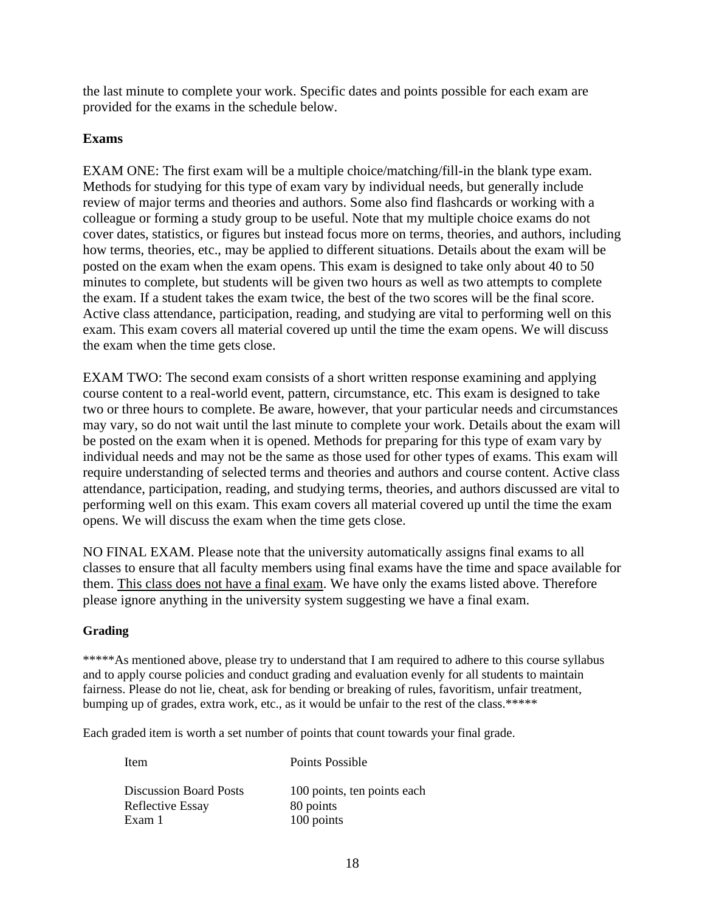the last minute to complete your work. Specific dates and points possible for each exam are provided for the exams in the schedule below.

**Exams**

EXAM ONE: The first exam will be a multiple choice/matching/fill-in the blank type exam. Methods for studying for this type of exam vary by individual needs, but generally include review of major terms and theories and authors. Some also find flashcards or working with a colleague or forming a study group to be useful. Note that my multiple choice exams do not cover dates, statistics, or figures but instead focus more on terms, theories, and authors, including how terms, theories, etc., may be applied to different situations. Details about the exam will be posted on the exam when the exam opens. This exam is designed to take only about 40 to 50 minutes to complete, but students will be given two hours as well as two attempts to complete the exam. If a student takes the exam twice, the best of the two scores will be the final score. Active class attendance, participation, reading, and studying are vital to performing well on this exam. This exam covers all material covered up until the time the exam opens. We will discuss the exam when the time gets close.

EXAM TWO: The second exam consists of a short written response examining and applying course content to a real-world event, pattern, circumstance, etc. This exam is designed to take two or three hours to complete. Be aware, however, that your particular needs and circumstances may vary, so do not wait until the last minute to complete your work. Details about the exam will be posted on the exam when it is opened. Methods for preparing for this type of exam vary by individual needs and may not be the same as those used for other types of exams. This exam will require understanding of selected terms and theories and authors and course content. Active class attendance, participation, reading, and studying terms, theories, and authors discussed are vital to performing well on this exam. This exam covers all material covered up until the time the exam opens. We will discuss the exam when the time gets close.

NO FINAL EXAM. Please note that the university automatically assigns final exams to all classes to ensure that all faculty members using final exams have the time and space available for them. <u>This class does not have a final exam</u>. We have only the exams listed above. Therefore please ignore anything in the university system suggesting we have a final exam.

**Grading**

*****As mentioned above, please try to understand that I am required to adhere to this course syllabus and to apply course policies and conduct grading and evaluation evenly for all students to maintain fairness. Please do not lie, cheat, ask for bending or breaking of rules, favoritism, unfair treatment, bumping up of grades, extra work, etc., as it would be unfair to the rest of the class.*****

Each graded item is worth a set number of points that count towards your final grade.

| Item | Points Possible |
|---|---|
| Discussion Board Posts | 100 points, ten points each |
| Reflective Essay | 80 points |
| Exam 1 | 100 points |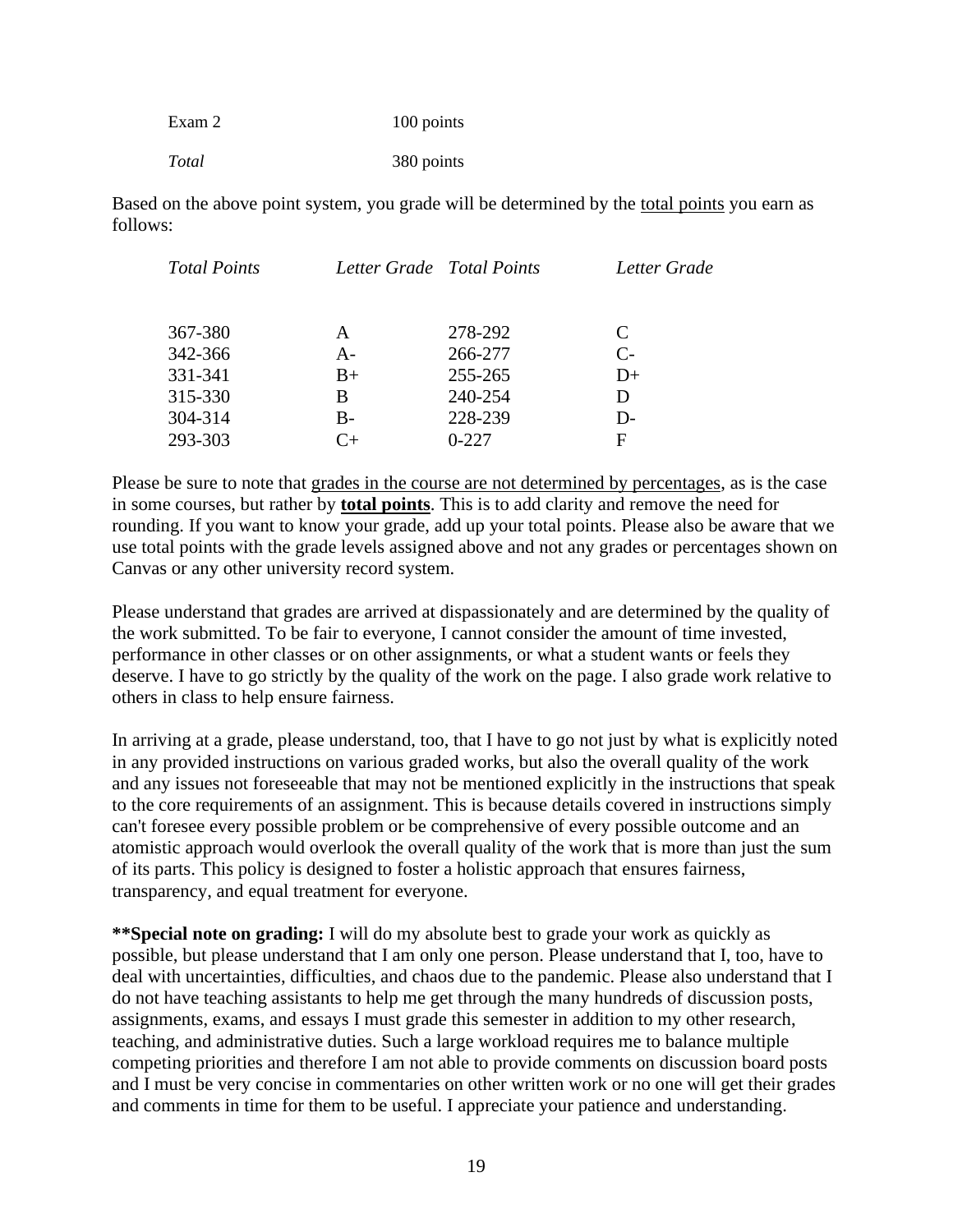| | |
|---|---|
| Exam 2 | 100 points |
| *Total* | 380 points |

Based on the above point system, you grade will be determined by the total points you earn as follows:

| *Total Points* | *Letter Grade* | *Total Points* | *Letter Grade* |
|---|---|---|---|
| 367-380 | A | 278-292 | C |
| 342-366 | A- | 266-277 | C- |
| 331-341 | B+ | 255-265 | D+ |
| 315-330 | B | 240-254 | D |
| 304-314 | B- | 228-239 | D- |
| 293-303 | C+ | 0-227 | F |

Please be sure to note that grades in the course are not determined by percentages, as is the case in some courses, but rather by **total points**. This is to add clarity and remove the need for rounding. If you want to know your grade, add up your total points. Please also be aware that we use total points with the grade levels assigned above and not any grades or percentages shown on Canvas or any other university record system.

Please understand that grades are arrived at dispassionately and are determined by the quality of the work submitted. To be fair to everyone, I cannot consider the amount of time invested, performance in other classes or on other assignments, or what a student wants or feels they deserve. I have to go strictly by the quality of the work on the page. I also grade work relative to others in class to help ensure fairness.

In arriving at a grade, please understand, too, that I have to go not just by what is explicitly noted in any provided instructions on various graded works, but also the overall quality of the work and any issues not foreseeable that may not be mentioned explicitly in the instructions that speak to the core requirements of an assignment. This is because details covered in instructions simply can't foresee every possible problem or be comprehensive of every possible outcome and an atomistic approach would overlook the overall quality of the work that is more than just the sum of its parts. This policy is designed to foster a holistic approach that ensures fairness, transparency, and equal treatment for everyone.

**\*\*Special note on grading:** I will do my absolute best to grade your work as quickly as possible, but please understand that I am only one person. Please understand that I, too, have to deal with uncertainties, difficulties, and chaos due to the pandemic. Please also understand that I do not have teaching assistants to help me get through the many hundreds of discussion posts, assignments, exams, and essays I must grade this semester in addition to my other research, teaching, and administrative duties. Such a large workload requires me to balance multiple competing priorities and therefore I am not able to provide comments on discussion board posts and I must be very concise in commentaries on other written work or no one will get their grades and comments in time for them to be useful. I appreciate your patience and understanding.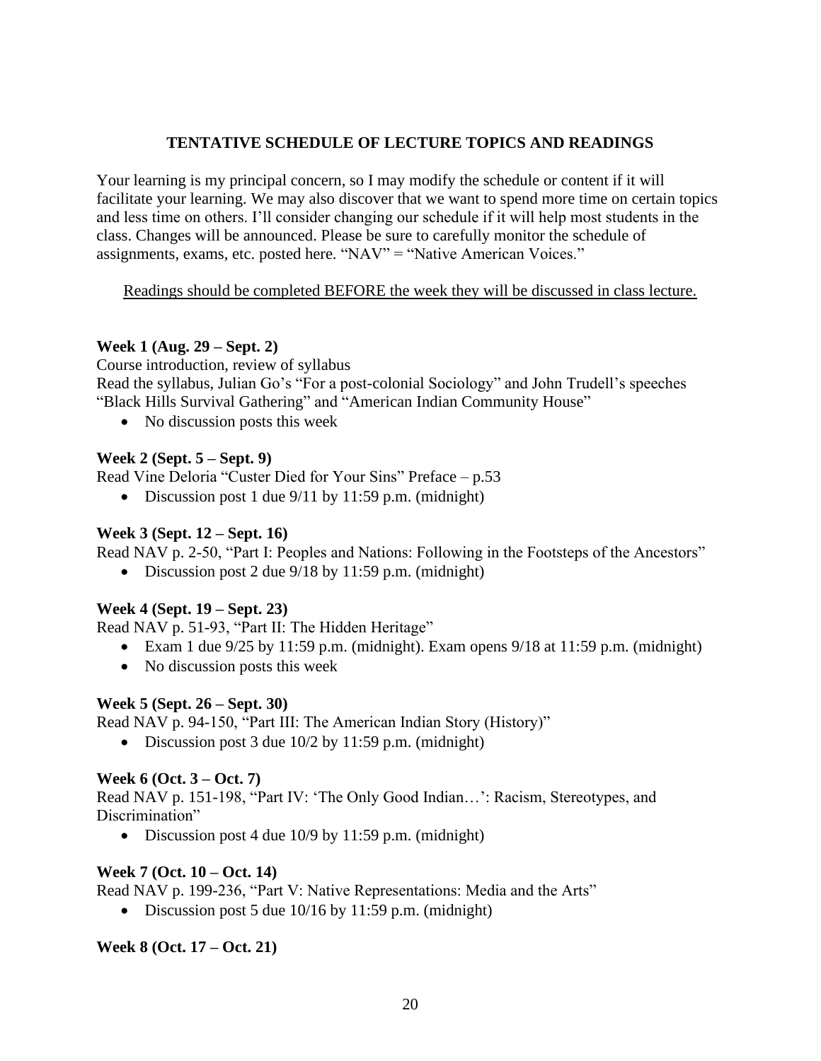## TENTATIVE SCHEDULE OF LECTURE TOPICS AND READINGS

Your learning is my principal concern, so I may modify the schedule or content if it will facilitate your learning. We may also discover that we want to spend more time on certain topics and less time on others. I'll consider changing our schedule if it will help most students in the class. Changes will be announced. Please be sure to carefully monitor the schedule of assignments, exams, etc. posted here. "NAV" = "Native American Voices."

<u>Readings should be completed BEFORE the week they will be discussed in class lecture.</u>

**Week 1 (Aug. 29 – Sept. 2)**

Course introduction, review of syllabus

Read the syllabus, Julian Go's "For a post-colonial Sociology" and John Trudell's speeches "Black Hills Survival Gathering" and "American Indian Community House"

- No discussion posts this week

**Week 2 (Sept. 5 – Sept. 9)**

Read Vine Deloria "Custer Died for Your Sins" Preface – p.53

- Discussion post 1 due 9/11 by 11:59 p.m. (midnight)

**Week 3 (Sept. 12 – Sept. 16)**

Read NAV p. 2-50, "Part I: Peoples and Nations: Following in the Footsteps of the Ancestors"

- Discussion post 2 due 9/18 by 11:59 p.m. (midnight)

**Week 4 (Sept. 19 – Sept. 23)**

Read NAV p. 51-93, "Part II: The Hidden Heritage"

- Exam 1 due 9/25 by 11:59 p.m. (midnight). Exam opens 9/18 at 11:59 p.m. (midnight)
- No discussion posts this week

**Week 5 (Sept. 26 – Sept. 30)**

Read NAV p. 94-150, "Part III: The American Indian Story (History)"

- Discussion post 3 due 10/2 by 11:59 p.m. (midnight)

**Week 6 (Oct. 3 – Oct. 7)**

Read NAV p. 151-198, "Part IV: 'The Only Good Indian…': Racism, Stereotypes, and Discrimination"

- Discussion post 4 due 10/9 by 11:59 p.m. (midnight)

**Week 7 (Oct. 10 – Oct. 14)**

Read NAV p. 199-236, "Part V: Native Representations: Media and the Arts"

- Discussion post 5 due 10/16 by 11:59 p.m. (midnight)

**Week 8 (Oct. 17 – Oct. 21)**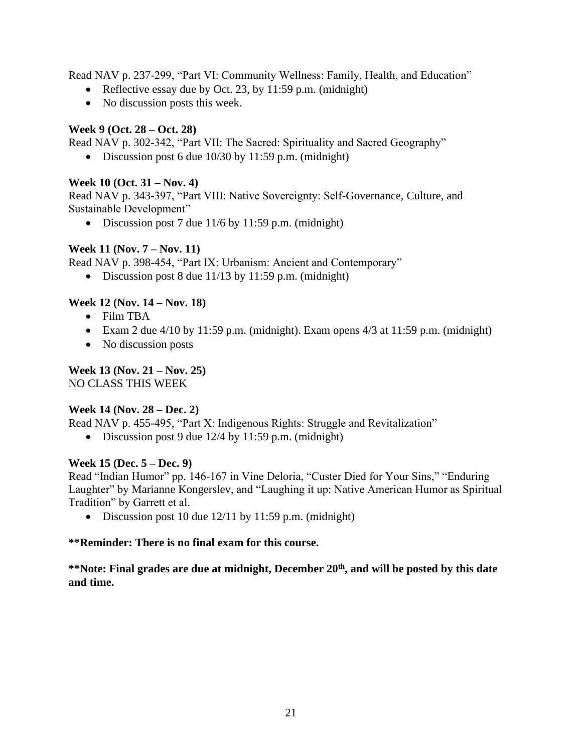Read NAV p. 237-299, "Part VI: Community Wellness: Family, Health, and Education"

- Reflective essay due by Oct. 23, by 11:59 p.m. (midnight)
- No discussion posts this week.

**Week 9 (Oct. 28 – Oct. 28)**

Read NAV p. 302-342, "Part VII: The Sacred: Spirituality and Sacred Geography"

- Discussion post 6 due 10/30 by 11:59 p.m. (midnight)

**Week 10 (Oct. 31 – Nov. 4)**

Read NAV p. 343-397, "Part VIII: Native Sovereignty: Self-Governance, Culture, and Sustainable Development"

- Discussion post 7 due 11/6 by 11:59 p.m. (midnight)

**Week 11 (Nov. 7 – Nov. 11)**

Read NAV p. 398-454, "Part IX: Urbanism: Ancient and Contemporary"

- Discussion post 8 due 11/13 by 11:59 p.m. (midnight)

**Week 12 (Nov. 14 – Nov. 18)**

- Film TBA
- Exam 2 due 4/10 by 11:59 p.m. (midnight). Exam opens 4/3 at 11:59 p.m. (midnight)
- No discussion posts

**Week 13 (Nov. 21 – Nov. 25)**

NO CLASS THIS WEEK

**Week 14 (Nov. 28 – Dec. 2)**

Read NAV p. 455-495, "Part X: Indigenous Rights: Struggle and Revitalization"

- Discussion post 9 due 12/4 by 11:59 p.m. (midnight)

**Week 15 (Dec. 5 – Dec. 9)**

Read "Indian Humor" pp. 146-167 in Vine Deloria, "Custer Died for Your Sins," "Enduring Laughter" by Marianne Kongerslev, and "Laughing it up: Native American Humor as Spiritual Tradition" by Garrett et al.

- Discussion post 10 due 12/11 by 11:59 p.m. (midnight)

**\*\*Reminder: There is no final exam for this course.**

**\*\*Note: Final grades are due at midnight, December 20th, and will be posted by this date and time.**